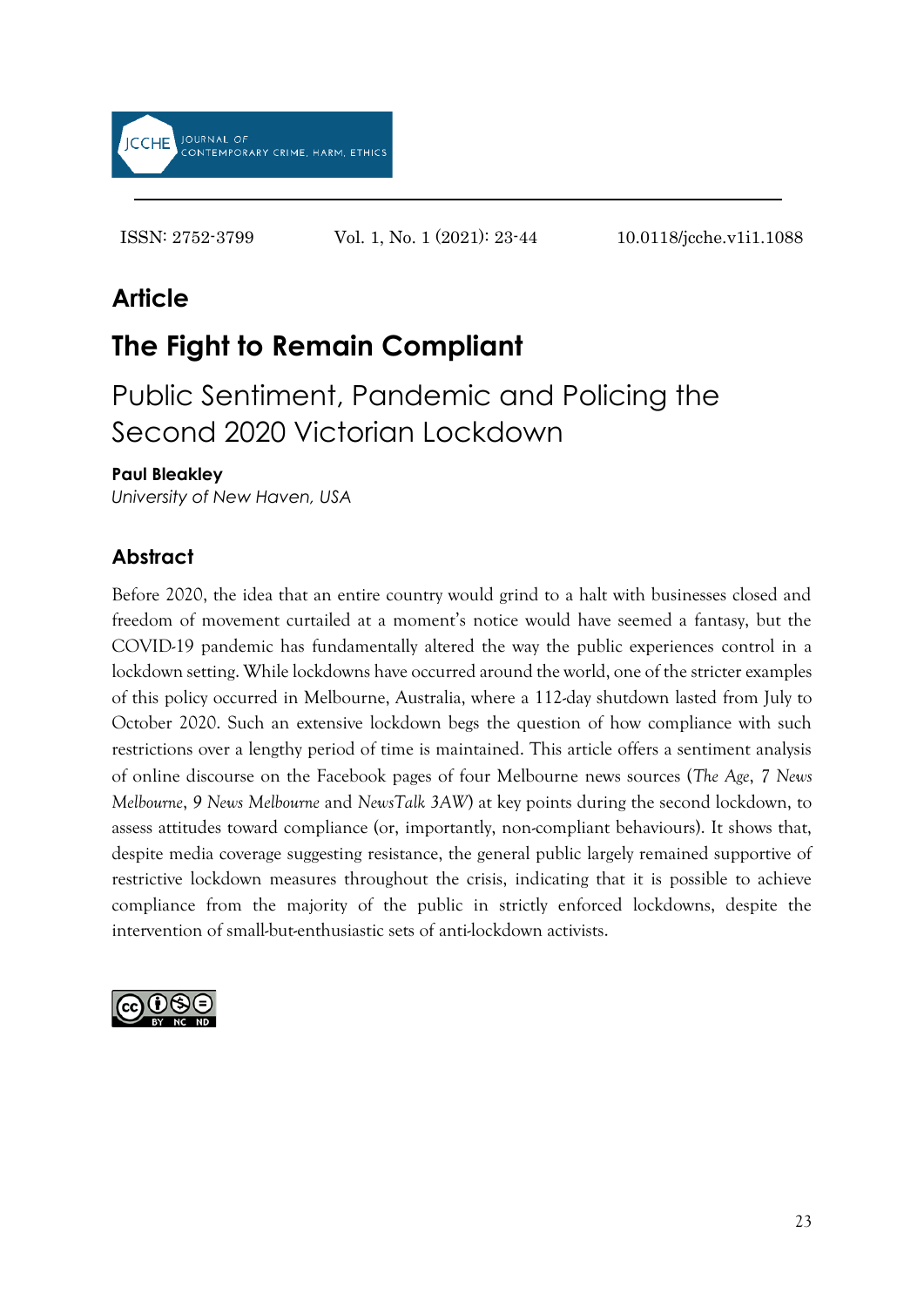ISSN: 2752-3799 Vol. 1, No. 1 (2021): 23-44 10.0118/jcche.v1i1.1088

## Article

# The Fight to Remain Compliant

## Public Sentiment, Pandemic and Policing the Second 2020 Victorian Lockdown

**Paul Bleakley**
*University of New Haven, USA*

### Abstract

Before 2020, the idea that an entire country would grind to a halt with businesses closed and freedom of movement curtailed at a moment's notice would have seemed a fantasy, but the COVID-19 pandemic has fundamentally altered the way the public experiences control in a lockdown setting. While lockdowns have occurred around the world, one of the stricter examples of this policy occurred in Melbourne, Australia, where a 112-day shutdown lasted from July to October 2020. Such an extensive lockdown begs the question of how compliance with such restrictions over a lengthy period of time is maintained. This article offers a sentiment analysis of online discourse on the Facebook pages of four Melbourne news sources (*The Age*, *7 News Melbourne*, *9 News Melbourne* and *NewsTalk 3AW*) at key points during the second lockdown, to assess attitudes toward compliance (or, importantly, non-compliant behaviours). It shows that, despite media coverage suggesting resistance, the general public largely remained supportive of restrictive lockdown measures throughout the crisis, indicating that it is possible to achieve compliance from the majority of the public in strictly enforced lockdowns, despite the intervention of small-but-enthusiastic sets of anti-lockdown activists.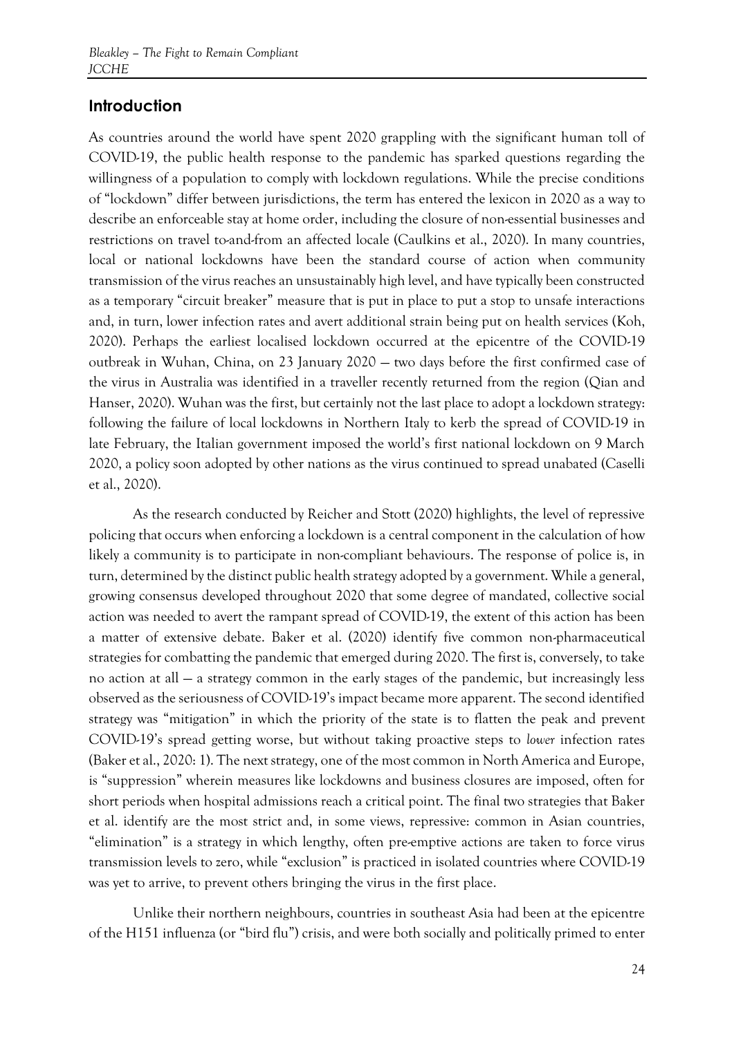## Introduction

As countries around the world have spent 2020 grappling with the significant human toll of COVID-19, the public health response to the pandemic has sparked questions regarding the willingness of a population to comply with lockdown regulations. While the precise conditions of "lockdown" differ between jurisdictions, the term has entered the lexicon in 2020 as a way to describe an enforceable stay at home order, including the closure of non-essential businesses and restrictions on travel to-and-from an affected locale (Caulkins et al., 2020). In many countries, local or national lockdowns have been the standard course of action when community transmission of the virus reaches an unsustainably high level, and have typically been constructed as a temporary "circuit breaker" measure that is put in place to put a stop to unsafe interactions and, in turn, lower infection rates and avert additional strain being put on health services (Koh, 2020). Perhaps the earliest localised lockdown occurred at the epicentre of the COVID-19 outbreak in Wuhan, China, on 23 January 2020 — two days before the first confirmed case of the virus in Australia was identified in a traveller recently returned from the region (Qian and Hanser, 2020). Wuhan was the first, but certainly not the last place to adopt a lockdown strategy: following the failure of local lockdowns in Northern Italy to kerb the spread of COVID-19 in late February, the Italian government imposed the world's first national lockdown on 9 March 2020, a policy soon adopted by other nations as the virus continued to spread unabated (Caselli et al., 2020).

As the research conducted by Reicher and Stott (2020) highlights, the level of repressive policing that occurs when enforcing a lockdown is a central component in the calculation of how likely a community is to participate in non-compliant behaviours. The response of police is, in turn, determined by the distinct public health strategy adopted by a government. While a general, growing consensus developed throughout 2020 that some degree of mandated, collective social action was needed to avert the rampant spread of COVID-19, the extent of this action has been a matter of extensive debate. Baker et al. (2020) identify five common non-pharmaceutical strategies for combatting the pandemic that emerged during 2020. The first is, conversely, to take no action at all — a strategy common in the early stages of the pandemic, but increasingly less observed as the seriousness of COVID-19's impact became more apparent. The second identified strategy was "mitigation" in which the priority of the state is to flatten the peak and prevent COVID-19's spread getting worse, but without taking proactive steps to *lower* infection rates (Baker et al., 2020: 1). The next strategy, one of the most common in North America and Europe, is "suppression" wherein measures like lockdowns and business closures are imposed, often for short periods when hospital admissions reach a critical point. The final two strategies that Baker et al. identify are the most strict and, in some views, repressive: common in Asian countries, "elimination" is a strategy in which lengthy, often pre-emptive actions are taken to force virus transmission levels to zero, while "exclusion" is practiced in isolated countries where COVID-19 was yet to arrive, to prevent others bringing the virus in the first place.

Unlike their northern neighbours, countries in southeast Asia had been at the epicentre of the H151 influenza (or "bird flu") crisis, and were both socially and politically primed to enter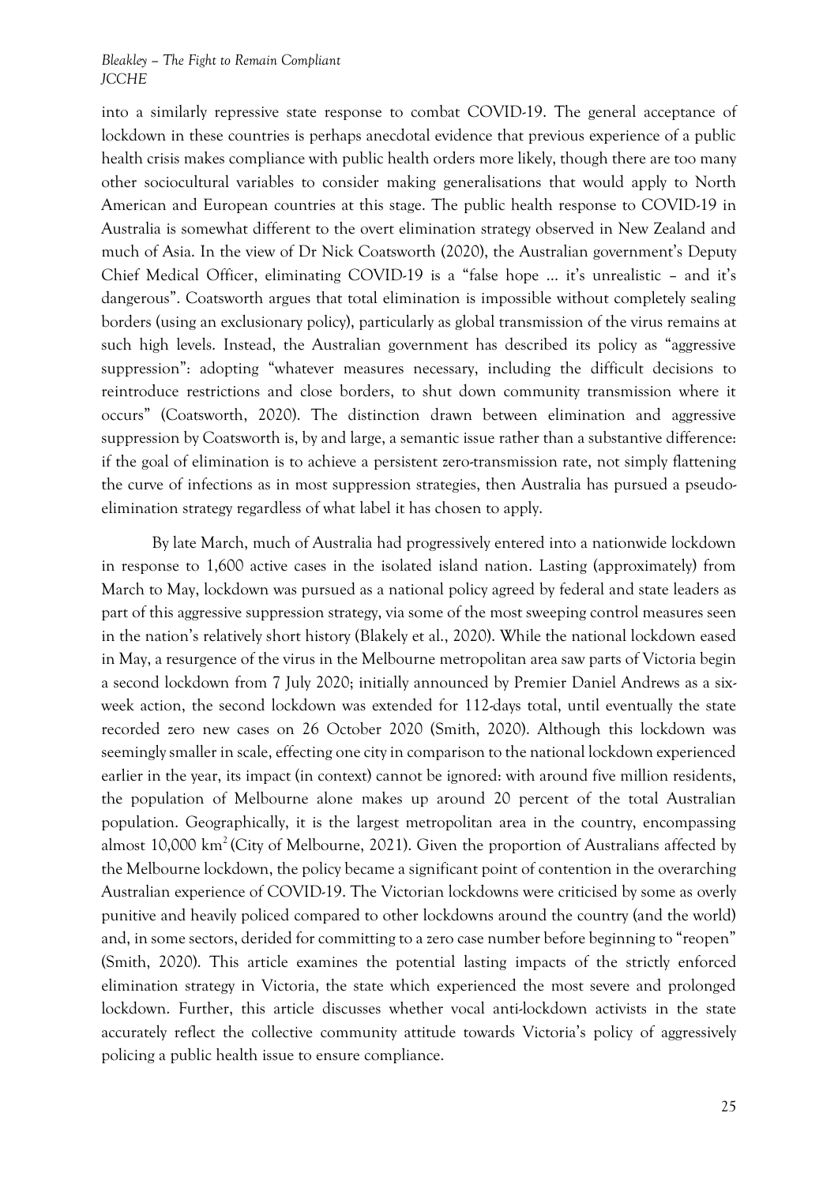into a similarly repressive state response to combat COVID-19. The general acceptance of lockdown in these countries is perhaps anecdotal evidence that previous experience of a public health crisis makes compliance with public health orders more likely, though there are too many other sociocultural variables to consider making generalisations that would apply to North American and European countries at this stage. The public health response to COVID-19 in Australia is somewhat different to the overt elimination strategy observed in New Zealand and much of Asia. In the view of Dr Nick Coatsworth (2020), the Australian government's Deputy Chief Medical Officer, eliminating COVID-19 is a "false hope … it's unrealistic – and it's dangerous". Coatsworth argues that total elimination is impossible without completely sealing borders (using an exclusionary policy), particularly as global transmission of the virus remains at such high levels. Instead, the Australian government has described its policy as "aggressive suppression": adopting "whatever measures necessary, including the difficult decisions to reintroduce restrictions and close borders, to shut down community transmission where it occurs" (Coatsworth, 2020). The distinction drawn between elimination and aggressive suppression by Coatsworth is, by and large, a semantic issue rather than a substantive difference: if the goal of elimination is to achieve a persistent zero-transmission rate, not simply flattening the curve of infections as in most suppression strategies, then Australia has pursued a pseudo-elimination strategy regardless of what label it has chosen to apply.

By late March, much of Australia had progressively entered into a nationwide lockdown in response to 1,600 active cases in the isolated island nation. Lasting (approximately) from March to May, lockdown was pursued as a national policy agreed by federal and state leaders as part of this aggressive suppression strategy, via some of the most sweeping control measures seen in the nation's relatively short history (Blakely et al., 2020). While the national lockdown eased in May, a resurgence of the virus in the Melbourne metropolitan area saw parts of Victoria begin a second lockdown from 7 July 2020; initially announced by Premier Daniel Andrews as a six-week action, the second lockdown was extended for 112-days total, until eventually the state recorded zero new cases on 26 October 2020 (Smith, 2020). Although this lockdown was seemingly smaller in scale, effecting one city in comparison to the national lockdown experienced earlier in the year, its impact (in context) cannot be ignored: with around five million residents, the population of Melbourne alone makes up around 20 percent of the total Australian population. Geographically, it is the largest metropolitan area in the country, encompassing almost 10,000 km$^2$ (City of Melbourne, 2021). Given the proportion of Australians affected by the Melbourne lockdown, the policy became a significant point of contention in the overarching Australian experience of COVID-19. The Victorian lockdowns were criticised by some as overly punitive and heavily policed compared to other lockdowns around the country (and the world) and, in some sectors, derided for committing to a zero case number before beginning to "reopen" (Smith, 2020). This article examines the potential lasting impacts of the strictly enforced elimination strategy in Victoria, the state which experienced the most severe and prolonged lockdown. Further, this article discusses whether vocal anti-lockdown activists in the state accurately reflect the collective community attitude towards Victoria's policy of aggressively policing a public health issue to ensure compliance.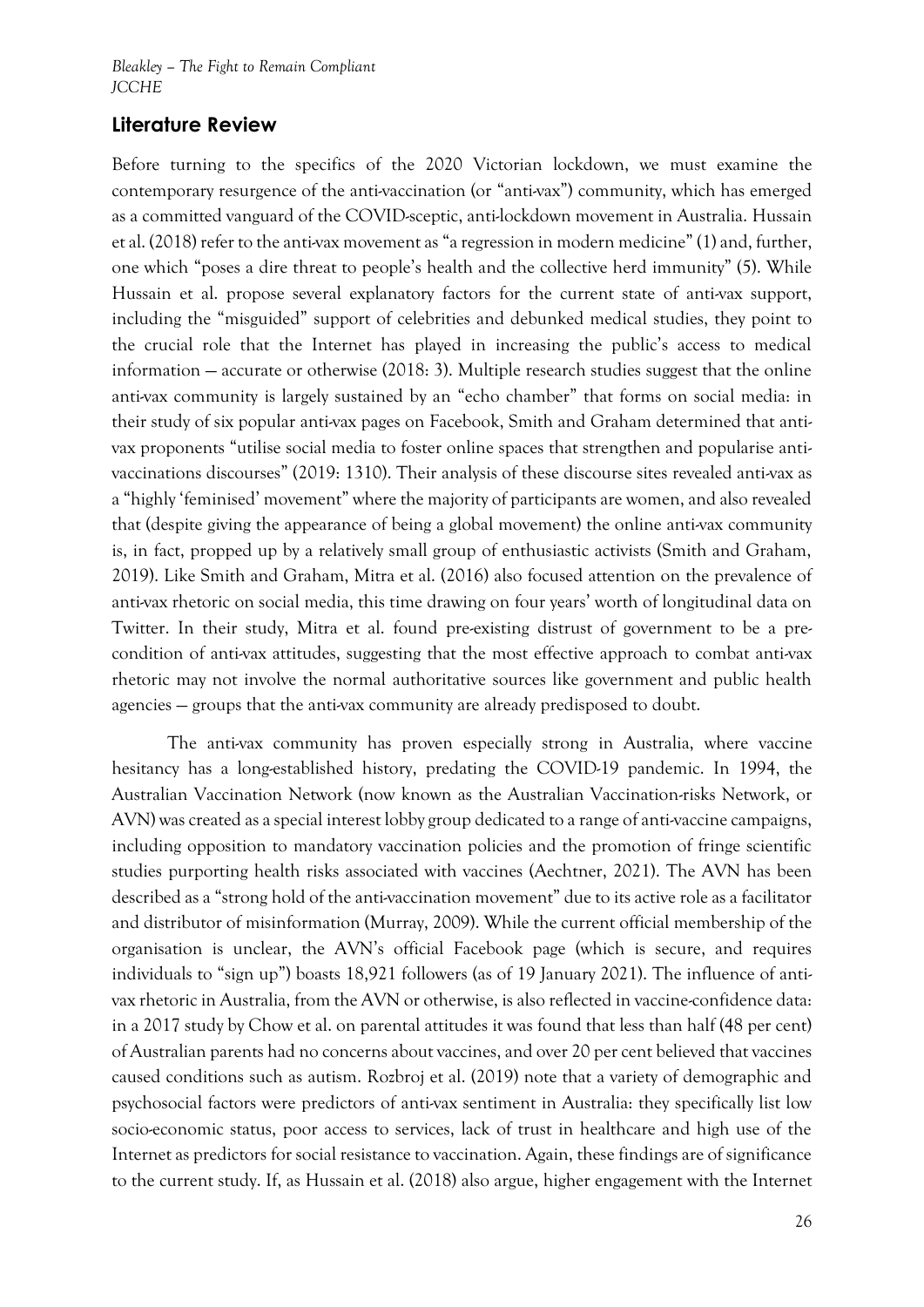## Literature Review

Before turning to the specifics of the 2020 Victorian lockdown, we must examine the contemporary resurgence of the anti-vaccination (or "anti-vax") community, which has emerged as a committed vanguard of the COVID-sceptic, anti-lockdown movement in Australia. Hussain et al. (2018) refer to the anti-vax movement as "a regression in modern medicine" (1) and, further, one which "poses a dire threat to people's health and the collective herd immunity" (5). While Hussain et al. propose several explanatory factors for the current state of anti-vax support, including the "misguided" support of celebrities and debunked medical studies, they point to the crucial role that the Internet has played in increasing the public's access to medical information — accurate or otherwise (2018: 3). Multiple research studies suggest that the online anti-vax community is largely sustained by an "echo chamber" that forms on social media: in their study of six popular anti-vax pages on Facebook, Smith and Graham determined that anti-vax proponents "utilise social media to foster online spaces that strengthen and popularise anti-vaccinations discourses" (2019: 1310). Their analysis of these discourse sites revealed anti-vax as a "highly 'feminised' movement" where the majority of participants are women, and also revealed that (despite giving the appearance of being a global movement) the online anti-vax community is, in fact, propped up by a relatively small group of enthusiastic activists (Smith and Graham, 2019). Like Smith and Graham, Mitra et al. (2016) also focused attention on the prevalence of anti-vax rhetoric on social media, this time drawing on four years' worth of longitudinal data on Twitter. In their study, Mitra et al. found pre-existing distrust of government to be a pre-condition of anti-vax attitudes, suggesting that the most effective approach to combat anti-vax rhetoric may not involve the normal authoritative sources like government and public health agencies — groups that the anti-vax community are already predisposed to doubt.

The anti-vax community has proven especially strong in Australia, where vaccine hesitancy has a long-established history, predating the COVID-19 pandemic. In 1994, the Australian Vaccination Network (now known as the Australian Vaccination-risks Network, or AVN) was created as a special interest lobby group dedicated to a range of anti-vaccine campaigns, including opposition to mandatory vaccination policies and the promotion of fringe scientific studies purporting health risks associated with vaccines (Aechtner, 2021). The AVN has been described as a "strong hold of the anti-vaccination movement" due to its active role as a facilitator and distributor of misinformation (Murray, 2009). While the current official membership of the organisation is unclear, the AVN's official Facebook page (which is secure, and requires individuals to "sign up") boasts 18,921 followers (as of 19 January 2021). The influence of anti-vax rhetoric in Australia, from the AVN or otherwise, is also reflected in vaccine-confidence data: in a 2017 study by Chow et al. on parental attitudes it was found that less than half (48 per cent) of Australian parents had no concerns about vaccines, and over 20 per cent believed that vaccines caused conditions such as autism. Rozbroj et al. (2019) note that a variety of demographic and psychosocial factors were predictors of anti-vax sentiment in Australia: they specifically list low socio-economic status, poor access to services, lack of trust in healthcare and high use of the Internet as predictors for social resistance to vaccination. Again, these findings are of significance to the current study. If, as Hussain et al. (2018) also argue, higher engagement with the Internet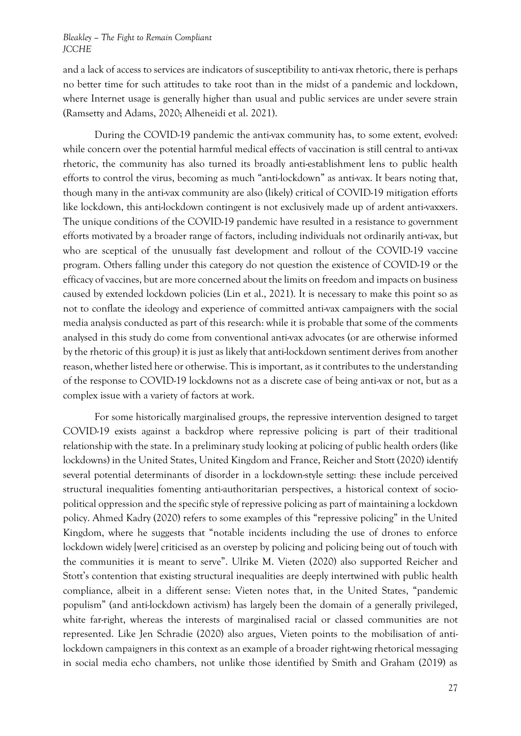and a lack of access to services are indicators of susceptibility to anti-vax rhetoric, there is perhaps no better time for such attitudes to take root than in the midst of a pandemic and lockdown, where Internet usage is generally higher than usual and public services are under severe strain (Ramsetty and Adams, 2020; Alheneidi et al. 2021).

During the COVID-19 pandemic the anti-vax community has, to some extent, evolved: while concern over the potential harmful medical effects of vaccination is still central to anti-vax rhetoric, the community has also turned its broadly anti-establishment lens to public health efforts to control the virus, becoming as much "anti-lockdown" as anti-vax. It bears noting that, though many in the anti-vax community are also (likely) critical of COVID-19 mitigation efforts like lockdown, this anti-lockdown contingent is not exclusively made up of ardent anti-vaxxers. The unique conditions of the COVID-19 pandemic have resulted in a resistance to government efforts motivated by a broader range of factors, including individuals not ordinarily anti-vax, but who are sceptical of the unusually fast development and rollout of the COVID-19 vaccine program. Others falling under this category do not question the existence of COVID-19 or the efficacy of vaccines, but are more concerned about the limits on freedom and impacts on business caused by extended lockdown policies (Lin et al., 2021). It is necessary to make this point so as not to conflate the ideology and experience of committed anti-vax campaigners with the social media analysis conducted as part of this research: while it is probable that some of the comments analysed in this study do come from conventional anti-vax advocates (or are otherwise informed by the rhetoric of this group) it is just as likely that anti-lockdown sentiment derives from another reason, whether listed here or otherwise. This is important, as it contributes to the understanding of the response to COVID-19 lockdowns not as a discrete case of being anti-vax or not, but as a complex issue with a variety of factors at work.

For some historically marginalised groups, the repressive intervention designed to target COVID-19 exists against a backdrop where repressive policing is part of their traditional relationship with the state. In a preliminary study looking at policing of public health orders (like lockdowns) in the United States, United Kingdom and France, Reicher and Stott (2020) identify several potential determinants of disorder in a lockdown-style setting: these include perceived structural inequalities fomenting anti-authoritarian perspectives, a historical context of socio-political oppression and the specific style of repressive policing as part of maintaining a lockdown policy. Ahmed Kadry (2020) refers to some examples of this "repressive policing" in the United Kingdom, where he suggests that "notable incidents including the use of drones to enforce lockdown widely [were] criticised as an overstep by policing and policing being out of touch with the communities it is meant to serve". Ulrike M. Vieten (2020) also supported Reicher and Stott's contention that existing structural inequalities are deeply intertwined with public health compliance, albeit in a different sense: Vieten notes that, in the United States, "pandemic populism" (and anti-lockdown activism) has largely been the domain of a generally privileged, white far-right, whereas the interests of marginalised racial or classed communities are not represented. Like Jen Schradie (2020) also argues, Vieten points to the mobilisation of anti-lockdown campaigners in this context as an example of a broader right-wing rhetorical messaging in social media echo chambers, not unlike those identified by Smith and Graham (2019) as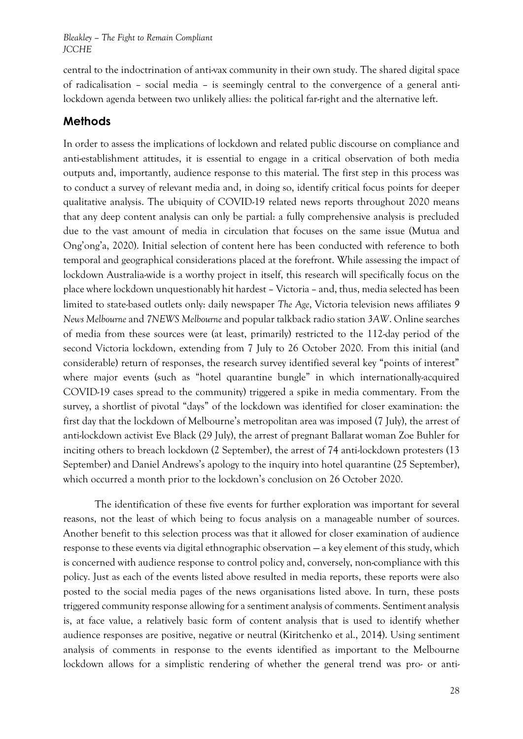central to the indoctrination of anti-vax community in their own study. The shared digital space of radicalisation – social media – is seemingly central to the convergence of a general anti-lockdown agenda between two unlikely allies: the political far-right and the alternative left.

## Methods

In order to assess the implications of lockdown and related public discourse on compliance and anti-establishment attitudes, it is essential to engage in a critical observation of both media outputs and, importantly, audience response to this material. The first step in this process was to conduct a survey of relevant media and, in doing so, identify critical focus points for deeper qualitative analysis. The ubiquity of COVID-19 related news reports throughout 2020 means that any deep content analysis can only be partial: a fully comprehensive analysis is precluded due to the vast amount of media in circulation that focuses on the same issue (Mutua and Ong'ong'a, 2020). Initial selection of content here has been conducted with reference to both temporal and geographical considerations placed at the forefront. While assessing the impact of lockdown Australia-wide is a worthy project in itself, this research will specifically focus on the place where lockdown unquestionably hit hardest – Victoria – and, thus, media selected has been limited to state-based outlets only: daily newspaper *The Age*, Victoria television news affiliates *9 News Melbourne* and *7NEWS Melbourne* and popular talkback radio station *3AW*. Online searches of media from these sources were (at least, primarily) restricted to the 112-day period of the second Victoria lockdown, extending from 7 July to 26 October 2020. From this initial (and considerable) return of responses, the research survey identified several key "points of interest" where major events (such as "hotel quarantine bungle" in which internationally-acquired COVID-19 cases spread to the community) triggered a spike in media commentary. From the survey, a shortlist of pivotal "days" of the lockdown was identified for closer examination: the first day that the lockdown of Melbourne's metropolitan area was imposed (7 July), the arrest of anti-lockdown activist Eve Black (29 July), the arrest of pregnant Ballarat woman Zoe Buhler for inciting others to breach lockdown (2 September), the arrest of 74 anti-lockdown protesters (13 September) and Daniel Andrews's apology to the inquiry into hotel quarantine (25 September), which occurred a month prior to the lockdown's conclusion on 26 October 2020.

The identification of these five events for further exploration was important for several reasons, not the least of which being to focus analysis on a manageable number of sources. Another benefit to this selection process was that it allowed for closer examination of audience response to these events via digital ethnographic observation — a key element of this study, which is concerned with audience response to control policy and, conversely, non-compliance with this policy. Just as each of the events listed above resulted in media reports, these reports were also posted to the social media pages of the news organisations listed above. In turn, these posts triggered community response allowing for a sentiment analysis of comments. Sentiment analysis is, at face value, a relatively basic form of content analysis that is used to identify whether audience responses are positive, negative or neutral (Kiritchenko et al., 2014). Using sentiment analysis of comments in response to the events identified as important to the Melbourne lockdown allows for a simplistic rendering of whether the general trend was pro- or anti-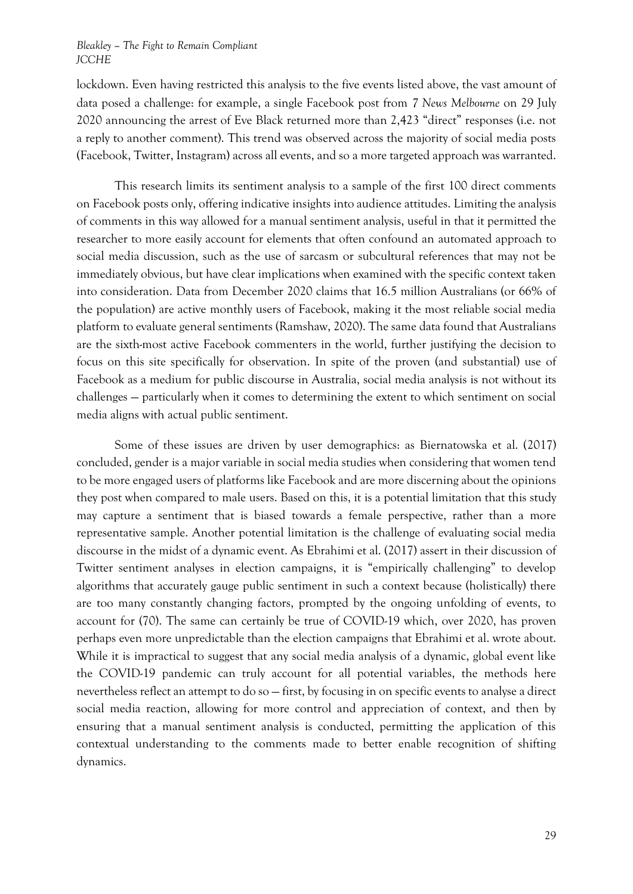lockdown. Even having restricted this analysis to the five events listed above, the vast amount of data posed a challenge: for example, a single Facebook post from *7 News Melbourne* on 29 July 2020 announcing the arrest of Eve Black returned more than 2,423 "direct" responses (i.e. not a reply to another comment). This trend was observed across the majority of social media posts (Facebook, Twitter, Instagram) across all events, and so a more targeted approach was warranted.

This research limits its sentiment analysis to a sample of the first 100 direct comments on Facebook posts only, offering indicative insights into audience attitudes. Limiting the analysis of comments in this way allowed for a manual sentiment analysis, useful in that it permitted the researcher to more easily account for elements that often confound an automated approach to social media discussion, such as the use of sarcasm or subcultural references that may not be immediately obvious, but have clear implications when examined with the specific context taken into consideration. Data from December 2020 claims that 16.5 million Australians (or 66% of the population) are active monthly users of Facebook, making it the most reliable social media platform to evaluate general sentiments (Ramshaw, 2020). The same data found that Australians are the sixth-most active Facebook commenters in the world, further justifying the decision to focus on this site specifically for observation. In spite of the proven (and substantial) use of Facebook as a medium for public discourse in Australia, social media analysis is not without its challenges — particularly when it comes to determining the extent to which sentiment on social media aligns with actual public sentiment.

Some of these issues are driven by user demographics: as Biernatowska et al. (2017) concluded, gender is a major variable in social media studies when considering that women tend to be more engaged users of platforms like Facebook and are more discerning about the opinions they post when compared to male users. Based on this, it is a potential limitation that this study may capture a sentiment that is biased towards a female perspective, rather than a more representative sample. Another potential limitation is the challenge of evaluating social media discourse in the midst of a dynamic event. As Ebrahimi et al. (2017) assert in their discussion of Twitter sentiment analyses in election campaigns, it is "empirically challenging" to develop algorithms that accurately gauge public sentiment in such a context because (holistically) there are too many constantly changing factors, prompted by the ongoing unfolding of events, to account for (70). The same can certainly be true of COVID-19 which, over 2020, has proven perhaps even more unpredictable than the election campaigns that Ebrahimi et al. wrote about. While it is impractical to suggest that any social media analysis of a dynamic, global event like the COVID-19 pandemic can truly account for all potential variables, the methods here nevertheless reflect an attempt to do so — first, by focusing in on specific events to analyse a direct social media reaction, allowing for more control and appreciation of context, and then by ensuring that a manual sentiment analysis is conducted, permitting the application of this contextual understanding to the comments made to better enable recognition of shifting dynamics.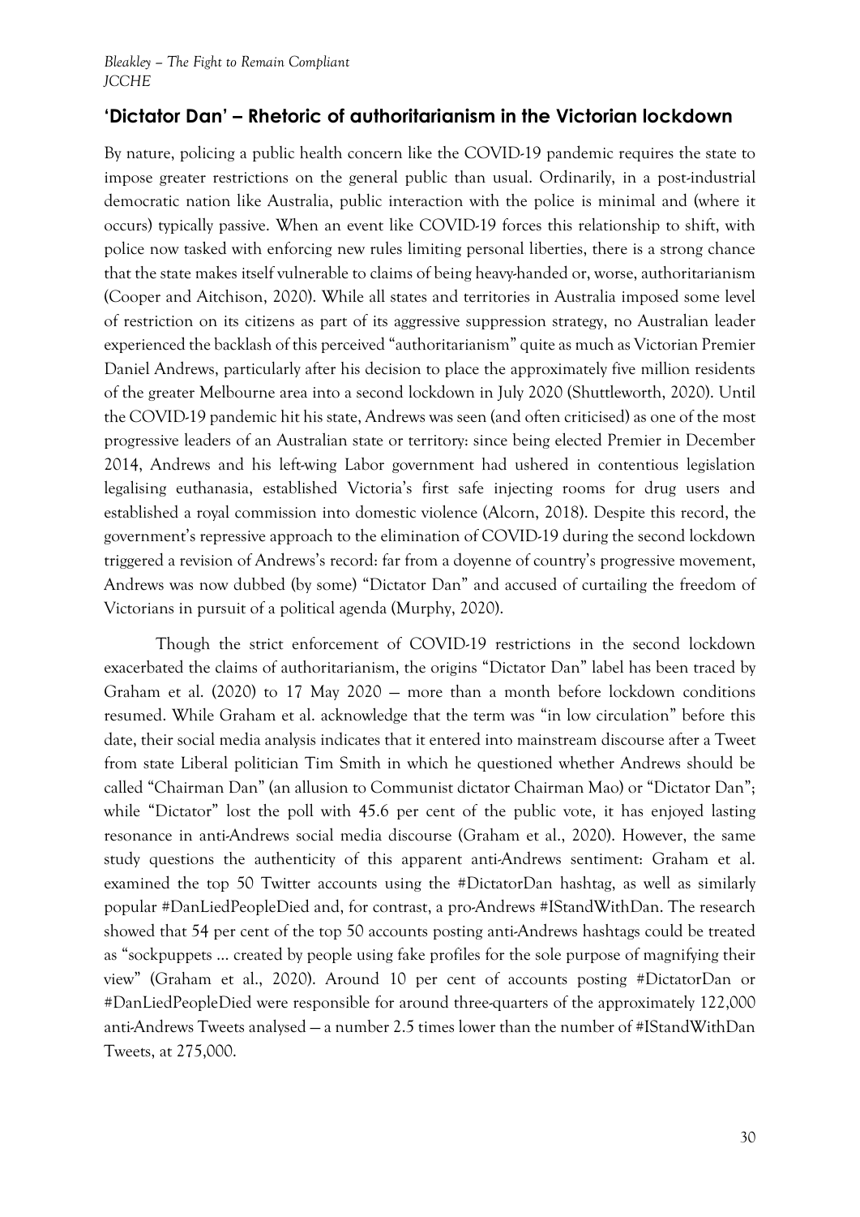## 'Dictator Dan' – Rhetoric of authoritarianism in the Victorian lockdown

By nature, policing a public health concern like the COVID-19 pandemic requires the state to impose greater restrictions on the general public than usual. Ordinarily, in a post-industrial democratic nation like Australia, public interaction with the police is minimal and (where it occurs) typically passive. When an event like COVID-19 forces this relationship to shift, with police now tasked with enforcing new rules limiting personal liberties, there is a strong chance that the state makes itself vulnerable to claims of being heavy-handed or, worse, authoritarianism (Cooper and Aitchison, 2020). While all states and territories in Australia imposed some level of restriction on its citizens as part of its aggressive suppression strategy, no Australian leader experienced the backlash of this perceived "authoritarianism" quite as much as Victorian Premier Daniel Andrews, particularly after his decision to place the approximately five million residents of the greater Melbourne area into a second lockdown in July 2020 (Shuttleworth, 2020). Until the COVID-19 pandemic hit his state, Andrews was seen (and often criticised) as one of the most progressive leaders of an Australian state or territory: since being elected Premier in December 2014, Andrews and his left-wing Labor government had ushered in contentious legislation legalising euthanasia, established Victoria's first safe injecting rooms for drug users and established a royal commission into domestic violence (Alcorn, 2018). Despite this record, the government's repressive approach to the elimination of COVID-19 during the second lockdown triggered a revision of Andrews's record: far from a doyenne of country's progressive movement, Andrews was now dubbed (by some) "Dictator Dan" and accused of curtailing the freedom of Victorians in pursuit of a political agenda (Murphy, 2020).

Though the strict enforcement of COVID-19 restrictions in the second lockdown exacerbated the claims of authoritarianism, the origins "Dictator Dan" label has been traced by Graham et al. (2020) to 17 May 2020 — more than a month before lockdown conditions resumed. While Graham et al. acknowledge that the term was "in low circulation" before this date, their social media analysis indicates that it entered into mainstream discourse after a Tweet from state Liberal politician Tim Smith in which he questioned whether Andrews should be called "Chairman Dan" (an allusion to Communist dictator Chairman Mao) or "Dictator Dan"; while "Dictator" lost the poll with 45.6 per cent of the public vote, it has enjoyed lasting resonance in anti-Andrews social media discourse (Graham et al., 2020). However, the same study questions the authenticity of this apparent anti-Andrews sentiment: Graham et al. examined the top 50 Twitter accounts using the #DictatorDan hashtag, as well as similarly popular #DanLiedPeopleDied and, for contrast, a pro-Andrews #IStandWithDan. The research showed that 54 per cent of the top 50 accounts posting anti-Andrews hashtags could be treated as "sockpuppets … created by people using fake profiles for the sole purpose of magnifying their view" (Graham et al., 2020). Around 10 per cent of accounts posting #DictatorDan or #DanLiedPeopleDied were responsible for around three-quarters of the approximately 122,000 anti-Andrews Tweets analysed — a number 2.5 times lower than the number of #IStandWithDan Tweets, at 275,000.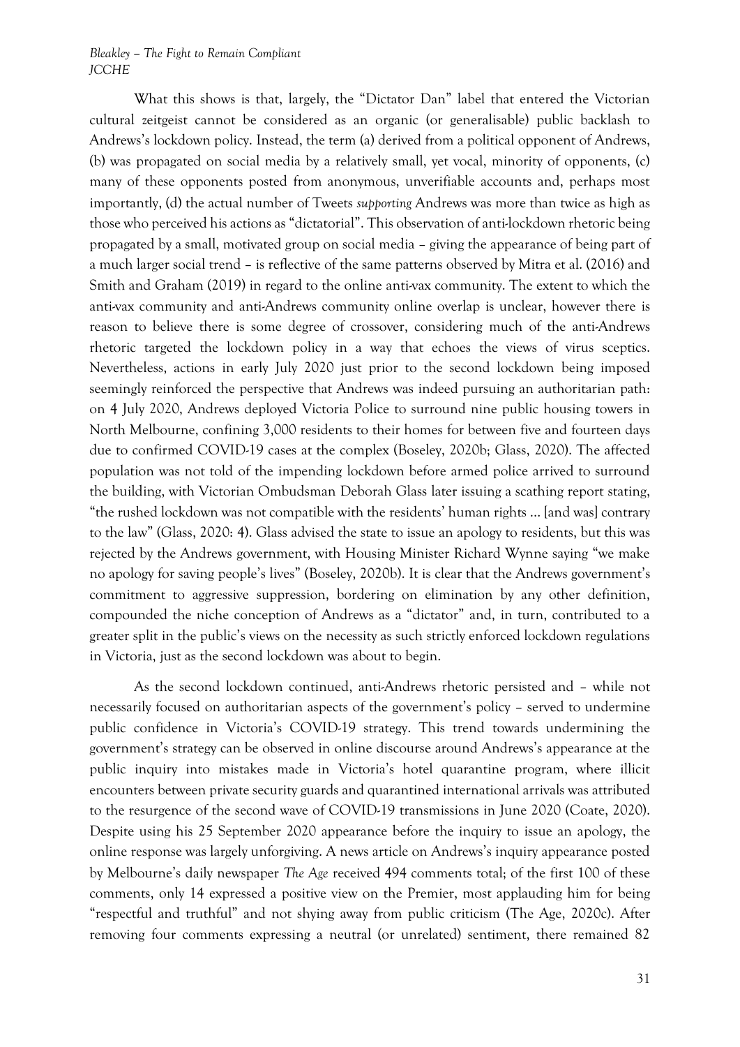What this shows is that, largely, the "Dictator Dan" label that entered the Victorian cultural zeitgeist cannot be considered as an organic (or generalisable) public backlash to Andrews's lockdown policy. Instead, the term (a) derived from a political opponent of Andrews, (b) was propagated on social media by a relatively small, yet vocal, minority of opponents, (c) many of these opponents posted from anonymous, unverifiable accounts and, perhaps most importantly, (d) the actual number of Tweets *supporting* Andrews was more than twice as high as those who perceived his actions as "dictatorial". This observation of anti-lockdown rhetoric being propagated by a small, motivated group on social media – giving the appearance of being part of a much larger social trend – is reflective of the same patterns observed by Mitra et al. (2016) and Smith and Graham (2019) in regard to the online anti-vax community. The extent to which the anti-vax community and anti-Andrews community online overlap is unclear, however there is reason to believe there is some degree of crossover, considering much of the anti-Andrews rhetoric targeted the lockdown policy in a way that echoes the views of virus sceptics. Nevertheless, actions in early July 2020 just prior to the second lockdown being imposed seemingly reinforced the perspective that Andrews was indeed pursuing an authoritarian path: on 4 July 2020, Andrews deployed Victoria Police to surround nine public housing towers in North Melbourne, confining 3,000 residents to their homes for between five and fourteen days due to confirmed COVID-19 cases at the complex (Boseley, 2020b; Glass, 2020). The affected population was not told of the impending lockdown before armed police arrived to surround the building, with Victorian Ombudsman Deborah Glass later issuing a scathing report stating, "the rushed lockdown was not compatible with the residents' human rights … [and was] contrary to the law" (Glass, 2020: 4). Glass advised the state to issue an apology to residents, but this was rejected by the Andrews government, with Housing Minister Richard Wynne saying "we make no apology for saving people's lives" (Boseley, 2020b). It is clear that the Andrews government's commitment to aggressive suppression, bordering on elimination by any other definition, compounded the niche conception of Andrews as a "dictator" and, in turn, contributed to a greater split in the public's views on the necessity as such strictly enforced lockdown regulations in Victoria, just as the second lockdown was about to begin.

As the second lockdown continued, anti-Andrews rhetoric persisted and – while not necessarily focused on authoritarian aspects of the government's policy – served to undermine public confidence in Victoria's COVID-19 strategy. This trend towards undermining the government's strategy can be observed in online discourse around Andrews's appearance at the public inquiry into mistakes made in Victoria's hotel quarantine program, where illicit encounters between private security guards and quarantined international arrivals was attributed to the resurgence of the second wave of COVID-19 transmissions in June 2020 (Coate, 2020). Despite using his 25 September 2020 appearance before the inquiry to issue an apology, the online response was largely unforgiving. A news article on Andrews's inquiry appearance posted by Melbourne's daily newspaper *The Age* received 494 comments total; of the first 100 of these comments, only 14 expressed a positive view on the Premier, most applauding him for being "respectful and truthful" and not shying away from public criticism (The Age, 2020c). After removing four comments expressing a neutral (or unrelated) sentiment, there remained 82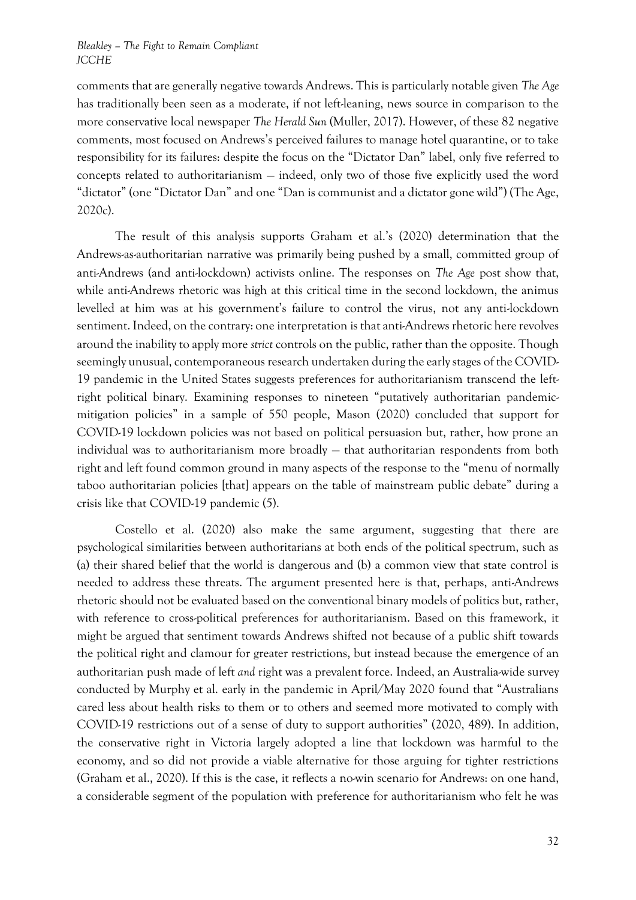comments that are generally negative towards Andrews. This is particularly notable given *The Age* has traditionally been seen as a moderate, if not left-leaning, news source in comparison to the more conservative local newspaper *The Herald Sun* (Muller, 2017). However, of these 82 negative comments, most focused on Andrews's perceived failures to manage hotel quarantine, or to take responsibility for its failures: despite the focus on the "Dictator Dan" label, only five referred to concepts related to authoritarianism — indeed, only two of those five explicitly used the word "dictator" (one "Dictator Dan" and one "Dan is communist and a dictator gone wild") (The Age, 2020c).

The result of this analysis supports Graham et al.'s (2020) determination that the Andrews-as-authoritarian narrative was primarily being pushed by a small, committed group of anti-Andrews (and anti-lockdown) activists online. The responses on *The Age* post show that, while anti-Andrews rhetoric was high at this critical time in the second lockdown, the animus levelled at him was at his government's failure to control the virus, not any anti-lockdown sentiment. Indeed, on the contrary: one interpretation is that anti-Andrews rhetoric here revolves around the inability to apply more *strict* controls on the public, rather than the opposite. Though seemingly unusual, contemporaneous research undertaken during the early stages of the COVID-19 pandemic in the United States suggests preferences for authoritarianism transcend the left-right political binary. Examining responses to nineteen "putatively authoritarian pandemic-mitigation policies" in a sample of 550 people, Mason (2020) concluded that support for COVID-19 lockdown policies was not based on political persuasion but, rather, how prone an individual was to authoritarianism more broadly — that authoritarian respondents from both right and left found common ground in many aspects of the response to the "menu of normally taboo authoritarian policies [that] appears on the table of mainstream public debate" during a crisis like that COVID-19 pandemic (5).

Costello et al. (2020) also make the same argument, suggesting that there are psychological similarities between authoritarians at both ends of the political spectrum, such as (a) their shared belief that the world is dangerous and (b) a common view that state control is needed to address these threats. The argument presented here is that, perhaps, anti-Andrews rhetoric should not be evaluated based on the conventional binary models of politics but, rather, with reference to cross-political preferences for authoritarianism. Based on this framework, it might be argued that sentiment towards Andrews shifted not because of a public shift towards the political right and clamour for greater restrictions, but instead because the emergence of an authoritarian push made of left *and* right was a prevalent force. Indeed, an Australia-wide survey conducted by Murphy et al. early in the pandemic in April/May 2020 found that "Australians cared less about health risks to them or to others and seemed more motivated to comply with COVID-19 restrictions out of a sense of duty to support authorities" (2020, 489). In addition, the conservative right in Victoria largely adopted a line that lockdown was harmful to the economy, and so did not provide a viable alternative for those arguing for tighter restrictions (Graham et al., 2020). If this is the case, it reflects a no-win scenario for Andrews: on one hand, a considerable segment of the population with preference for authoritarianism who felt he was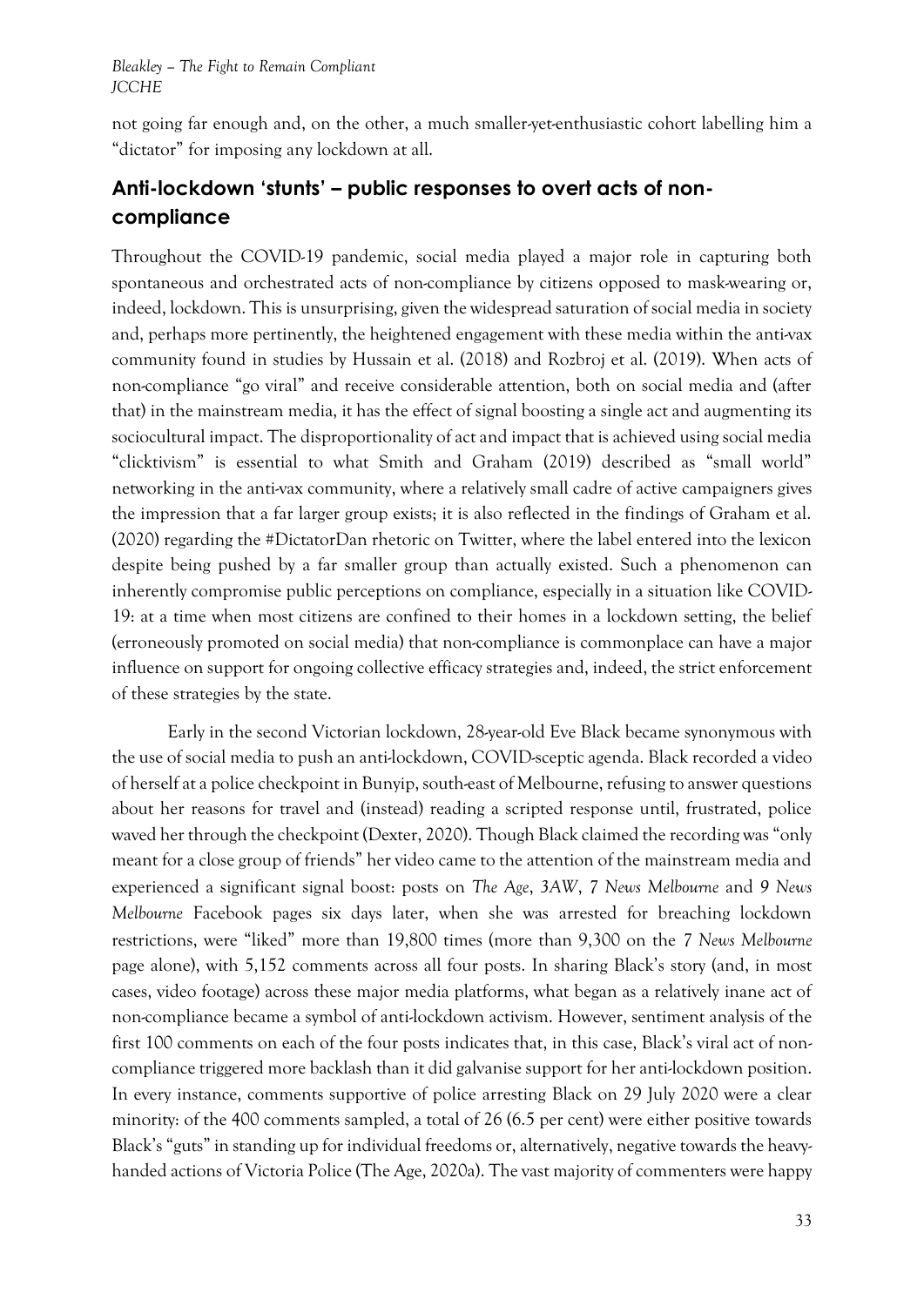not going far enough and, on the other, a much smaller-yet-enthusiastic cohort labelling him a "dictator" for imposing any lockdown at all.

## Anti-lockdown 'stunts' – public responses to overt acts of non-compliance

Throughout the COVID-19 pandemic, social media played a major role in capturing both spontaneous and orchestrated acts of non-compliance by citizens opposed to mask-wearing or, indeed, lockdown. This is unsurprising, given the widespread saturation of social media in society and, perhaps more pertinently, the heightened engagement with these media within the anti-vax community found in studies by Hussain et al. (2018) and Rozbroj et al. (2019). When acts of non-compliance "go viral" and receive considerable attention, both on social media and (after that) in the mainstream media, it has the effect of signal boosting a single act and augmenting its sociocultural impact. The disproportionality of act and impact that is achieved using social media "clicktivism" is essential to what Smith and Graham (2019) described as "small world" networking in the anti-vax community, where a relatively small cadre of active campaigners gives the impression that a far larger group exists; it is also reflected in the findings of Graham et al. (2020) regarding the #DictatorDan rhetoric on Twitter, where the label entered into the lexicon despite being pushed by a far smaller group than actually existed. Such a phenomenon can inherently compromise public perceptions on compliance, especially in a situation like COVID-19: at a time when most citizens are confined to their homes in a lockdown setting, the belief (erroneously promoted on social media) that non-compliance is commonplace can have a major influence on support for ongoing collective efficacy strategies and, indeed, the strict enforcement of these strategies by the state.

Early in the second Victorian lockdown, 28-year-old Eve Black became synonymous with the use of social media to push an anti-lockdown, COVID-sceptic agenda. Black recorded a video of herself at a police checkpoint in Bunyip, south-east of Melbourne, refusing to answer questions about her reasons for travel and (instead) reading a scripted response until, frustrated, police waved her through the checkpoint (Dexter, 2020). Though Black claimed the recording was "only meant for a close group of friends" her video came to the attention of the mainstream media and experienced a significant signal boost: posts on *The Age*, *3AW*, *7 News Melbourne* and *9 News Melbourne* Facebook pages six days later, when she was arrested for breaching lockdown restrictions, were "liked" more than 19,800 times (more than 9,300 on the *7 News Melbourne* page alone), with 5,152 comments across all four posts. In sharing Black's story (and, in most cases, video footage) across these major media platforms, what began as a relatively inane act of non-compliance became a symbol of anti-lockdown activism. However, sentiment analysis of the first 100 comments on each of the four posts indicates that, in this case, Black's viral act of non-compliance triggered more backlash than it did galvanise support for her anti-lockdown position. In every instance, comments supportive of police arresting Black on 29 July 2020 were a clear minority: of the 400 comments sampled, a total of 26 (6.5 per cent) were either positive towards Black's "guts" in standing up for individual freedoms or, alternatively, negative towards the heavy-handed actions of Victoria Police (The Age, 2020a). The vast majority of commenters were happy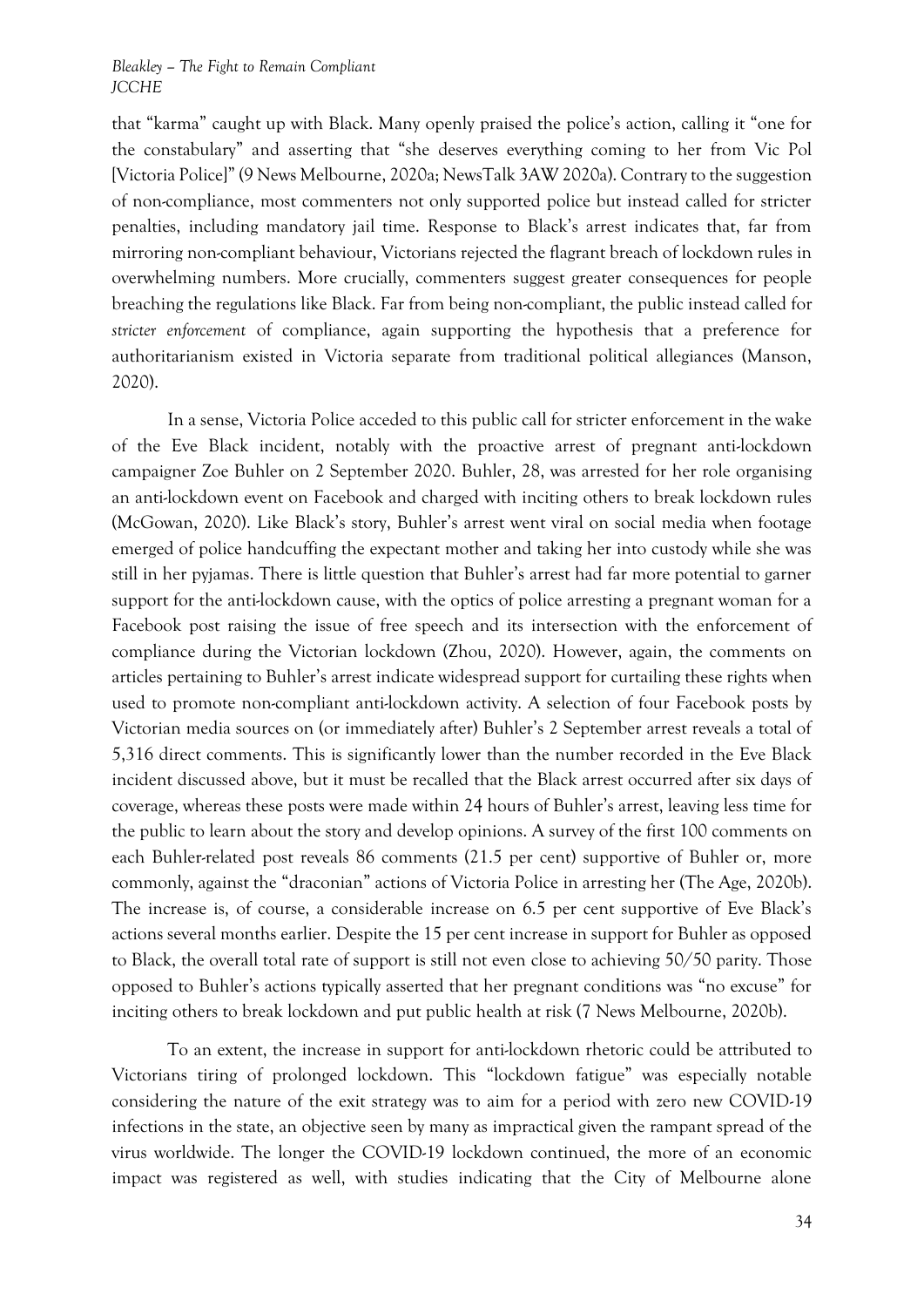that "karma" caught up with Black. Many openly praised the police's action, calling it "one for the constabulary" and asserting that "she deserves everything coming to her from Vic Pol [Victoria Police]" (9 News Melbourne, 2020a; NewsTalk 3AW 2020a). Contrary to the suggestion of non-compliance, most commenters not only supported police but instead called for stricter penalties, including mandatory jail time. Response to Black's arrest indicates that, far from mirroring non-compliant behaviour, Victorians rejected the flagrant breach of lockdown rules in overwhelming numbers. More crucially, commenters suggest greater consequences for people breaching the regulations like Black. Far from being non-compliant, the public instead called for *stricter enforcement* of compliance, again supporting the hypothesis that a preference for authoritarianism existed in Victoria separate from traditional political allegiances (Manson, 2020).

In a sense, Victoria Police acceded to this public call for stricter enforcement in the wake of the Eve Black incident, notably with the proactive arrest of pregnant anti-lockdown campaigner Zoe Buhler on 2 September 2020. Buhler, 28, was arrested for her role organising an anti-lockdown event on Facebook and charged with inciting others to break lockdown rules (McGowan, 2020). Like Black's story, Buhler's arrest went viral on social media when footage emerged of police handcuffing the expectant mother and taking her into custody while she was still in her pyjamas. There is little question that Buhler's arrest had far more potential to garner support for the anti-lockdown cause, with the optics of police arresting a pregnant woman for a Facebook post raising the issue of free speech and its intersection with the enforcement of compliance during the Victorian lockdown (Zhou, 2020). However, again, the comments on articles pertaining to Buhler's arrest indicate widespread support for curtailing these rights when used to promote non-compliant anti-lockdown activity. A selection of four Facebook posts by Victorian media sources on (or immediately after) Buhler's 2 September arrest reveals a total of 5,316 direct comments. This is significantly lower than the number recorded in the Eve Black incident discussed above, but it must be recalled that the Black arrest occurred after six days of coverage, whereas these posts were made within 24 hours of Buhler's arrest, leaving less time for the public to learn about the story and develop opinions. A survey of the first 100 comments on each Buhler-related post reveals 86 comments (21.5 per cent) supportive of Buhler or, more commonly, against the "draconian" actions of Victoria Police in arresting her (The Age, 2020b). The increase is, of course, a considerable increase on 6.5 per cent supportive of Eve Black's actions several months earlier. Despite the 15 per cent increase in support for Buhler as opposed to Black, the overall total rate of support is still not even close to achieving 50/50 parity. Those opposed to Buhler's actions typically asserted that her pregnant conditions was "no excuse" for inciting others to break lockdown and put public health at risk (7 News Melbourne, 2020b).

To an extent, the increase in support for anti-lockdown rhetoric could be attributed to Victorians tiring of prolonged lockdown. This "lockdown fatigue" was especially notable considering the nature of the exit strategy was to aim for a period with zero new COVID-19 infections in the state, an objective seen by many as impractical given the rampant spread of the virus worldwide. The longer the COVID-19 lockdown continued, the more of an economic impact was registered as well, with studies indicating that the City of Melbourne alone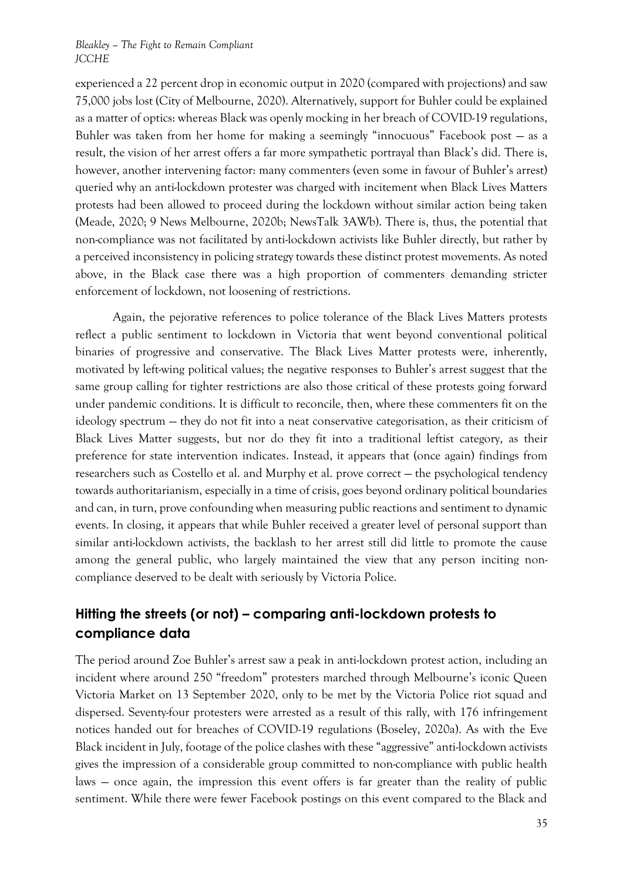experienced a 22 percent drop in economic output in 2020 (compared with projections) and saw 75,000 jobs lost (City of Melbourne, 2020). Alternatively, support for Buhler could be explained as a matter of optics: whereas Black was openly mocking in her breach of COVID-19 regulations, Buhler was taken from her home for making a seemingly "innocuous" Facebook post — as a result, the vision of her arrest offers a far more sympathetic portrayal than Black's did. There is, however, another intervening factor: many commenters (even some in favour of Buhler's arrest) queried why an anti-lockdown protester was charged with incitement when Black Lives Matters protests had been allowed to proceed during the lockdown without similar action being taken (Meade, 2020; 9 News Melbourne, 2020b; NewsTalk 3AWb). There is, thus, the potential that non-compliance was not facilitated by anti-lockdown activists like Buhler directly, but rather by a perceived inconsistency in policing strategy towards these distinct protest movements. As noted above, in the Black case there was a high proportion of commenters demanding stricter enforcement of lockdown, not loosening of restrictions.

Again, the pejorative references to police tolerance of the Black Lives Matters protests reflect a public sentiment to lockdown in Victoria that went beyond conventional political binaries of progressive and conservative. The Black Lives Matter protests were, inherently, motivated by left-wing political values; the negative responses to Buhler's arrest suggest that the same group calling for tighter restrictions are also those critical of these protests going forward under pandemic conditions. It is difficult to reconcile, then, where these commenters fit on the ideology spectrum — they do not fit into a neat conservative categorisation, as their criticism of Black Lives Matter suggests, but nor do they fit into a traditional leftist category, as their preference for state intervention indicates. Instead, it appears that (once again) findings from researchers such as Costello et al. and Murphy et al. prove correct — the psychological tendency towards authoritarianism, especially in a time of crisis, goes beyond ordinary political boundaries and can, in turn, prove confounding when measuring public reactions and sentiment to dynamic events. In closing, it appears that while Buhler received a greater level of personal support than similar anti-lockdown activists, the backlash to her arrest still did little to promote the cause among the general public, who largely maintained the view that any person inciting non-compliance deserved to be dealt with seriously by Victoria Police.

## Hitting the streets (or not) – comparing anti-lockdown protests to compliance data

The period around Zoe Buhler's arrest saw a peak in anti-lockdown protest action, including an incident where around 250 "freedom" protesters marched through Melbourne's iconic Queen Victoria Market on 13 September 2020, only to be met by the Victoria Police riot squad and dispersed. Seventy-four protesters were arrested as a result of this rally, with 176 infringement notices handed out for breaches of COVID-19 regulations (Boseley, 2020a). As with the Eve Black incident in July, footage of the police clashes with these "aggressive" anti-lockdown activists gives the impression of a considerable group committed to non-compliance with public health laws — once again, the impression this event offers is far greater than the reality of public sentiment. While there were fewer Facebook postings on this event compared to the Black and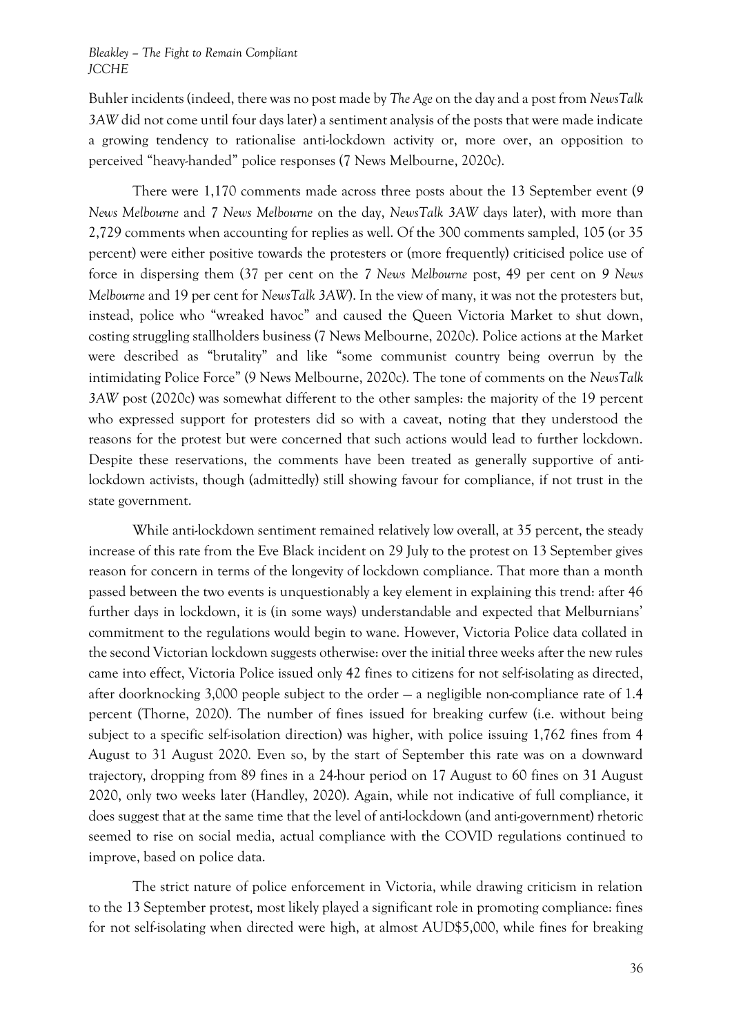Buhler incidents (indeed, there was no post made by *The Age* on the day and a post from *NewsTalk 3AW* did not come until four days later) a sentiment analysis of the posts that were made indicate a growing tendency to rationalise anti-lockdown activity or, more over, an opposition to perceived "heavy-handed" police responses (7 News Melbourne, 2020c).

There were 1,170 comments made across three posts about the 13 September event (*9 News Melbourne* and *7 News Melbourne* on the day, *NewsTalk 3AW* days later), with more than 2,729 comments when accounting for replies as well. Of the 300 comments sampled, 105 (or 35 percent) were either positive towards the protesters or (more frequently) criticised police use of force in dispersing them (37 per cent on the *7 News Melbourne* post, 49 per cent on *9 News Melbourne* and 19 per cent for *NewsTalk 3AW*). In the view of many, it was not the protesters but, instead, police who "wreaked havoc" and caused the Queen Victoria Market to shut down, costing struggling stallholders business (7 News Melbourne, 2020c). Police actions at the Market were described as "brutality" and like "some communist country being overrun by the intimidating Police Force" (9 News Melbourne, 2020c). The tone of comments on the *NewsTalk 3AW* post (2020c) was somewhat different to the other samples: the majority of the 19 percent who expressed support for protesters did so with a caveat, noting that they understood the reasons for the protest but were concerned that such actions would lead to further lockdown. Despite these reservations, the comments have been treated as generally supportive of anti-lockdown activists, though (admittedly) still showing favour for compliance, if not trust in the state government.

While anti-lockdown sentiment remained relatively low overall, at 35 percent, the steady increase of this rate from the Eve Black incident on 29 July to the protest on 13 September gives reason for concern in terms of the longevity of lockdown compliance. That more than a month passed between the two events is unquestionably a key element in explaining this trend: after 46 further days in lockdown, it is (in some ways) understandable and expected that Melburnians' commitment to the regulations would begin to wane. However, Victoria Police data collated in the second Victorian lockdown suggests otherwise: over the initial three weeks after the new rules came into effect, Victoria Police issued only 42 fines to citizens for not self-isolating as directed, after doorknocking 3,000 people subject to the order — a negligible non-compliance rate of 1.4 percent (Thorne, 2020). The number of fines issued for breaking curfew (i.e. without being subject to a specific self-isolation direction) was higher, with police issuing 1,762 fines from 4 August to 31 August 2020. Even so, by the start of September this rate was on a downward trajectory, dropping from 89 fines in a 24-hour period on 17 August to 60 fines on 31 August 2020, only two weeks later (Handley, 2020). Again, while not indicative of full compliance, it does suggest that at the same time that the level of anti-lockdown (and anti-government) rhetoric seemed to rise on social media, actual compliance with the COVID regulations continued to improve, based on police data.

The strict nature of police enforcement in Victoria, while drawing criticism in relation to the 13 September protest, most likely played a significant role in promoting compliance: fines for not self-isolating when directed were high, at almost AUD$5,000, while fines for breaking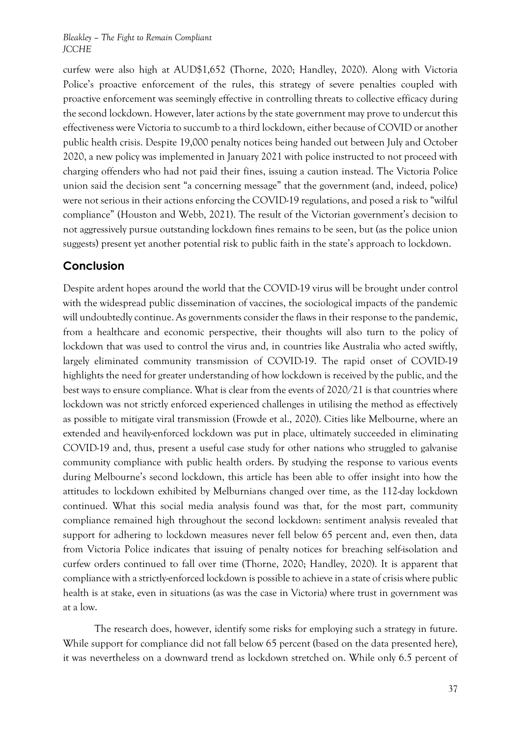curfew were also high at AUD$1,652 (Thorne, 2020; Handley, 2020). Along with Victoria Police's proactive enforcement of the rules, this strategy of severe penalties coupled with proactive enforcement was seemingly effective in controlling threats to collective efficacy during the second lockdown. However, later actions by the state government may prove to undercut this effectiveness were Victoria to succumb to a third lockdown, either because of COVID or another public health crisis. Despite 19,000 penalty notices being handed out between July and October 2020, a new policy was implemented in January 2021 with police instructed to not proceed with charging offenders who had not paid their fines, issuing a caution instead. The Victoria Police union said the decision sent "a concerning message" that the government (and, indeed, police) were not serious in their actions enforcing the COVID-19 regulations, and posed a risk to "wilful compliance" (Houston and Webb, 2021). The result of the Victorian government's decision to not aggressively pursue outstanding lockdown fines remains to be seen, but (as the police union suggests) present yet another potential risk to public faith in the state's approach to lockdown.

## Conclusion

Despite ardent hopes around the world that the COVID-19 virus will be brought under control with the widespread public dissemination of vaccines, the sociological impacts of the pandemic will undoubtedly continue. As governments consider the flaws in their response to the pandemic, from a healthcare and economic perspective, their thoughts will also turn to the policy of lockdown that was used to control the virus and, in countries like Australia who acted swiftly, largely eliminated community transmission of COVID-19. The rapid onset of COVID-19 highlights the need for greater understanding of how lockdown is received by the public, and the best ways to ensure compliance. What is clear from the events of 2020/21 is that countries where lockdown was not strictly enforced experienced challenges in utilising the method as effectively as possible to mitigate viral transmission (Frowde et al., 2020). Cities like Melbourne, where an extended and heavily-enforced lockdown was put in place, ultimately succeeded in eliminating COVID-19 and, thus, present a useful case study for other nations who struggled to galvanise community compliance with public health orders. By studying the response to various events during Melbourne's second lockdown, this article has been able to offer insight into how the attitudes to lockdown exhibited by Melburnians changed over time, as the 112-day lockdown continued. What this social media analysis found was that, for the most part, community compliance remained high throughout the second lockdown: sentiment analysis revealed that support for adhering to lockdown measures never fell below 65 percent and, even then, data from Victoria Police indicates that issuing of penalty notices for breaching self-isolation and curfew orders continued to fall over time (Thorne, 2020; Handley, 2020). It is apparent that compliance with a strictly-enforced lockdown is possible to achieve in a state of crisis where public health is at stake, even in situations (as was the case in Victoria) where trust in government was at a low.

The research does, however, identify some risks for employing such a strategy in future. While support for compliance did not fall below 65 percent (based on the data presented here), it was nevertheless on a downward trend as lockdown stretched on. While only 6.5 percent of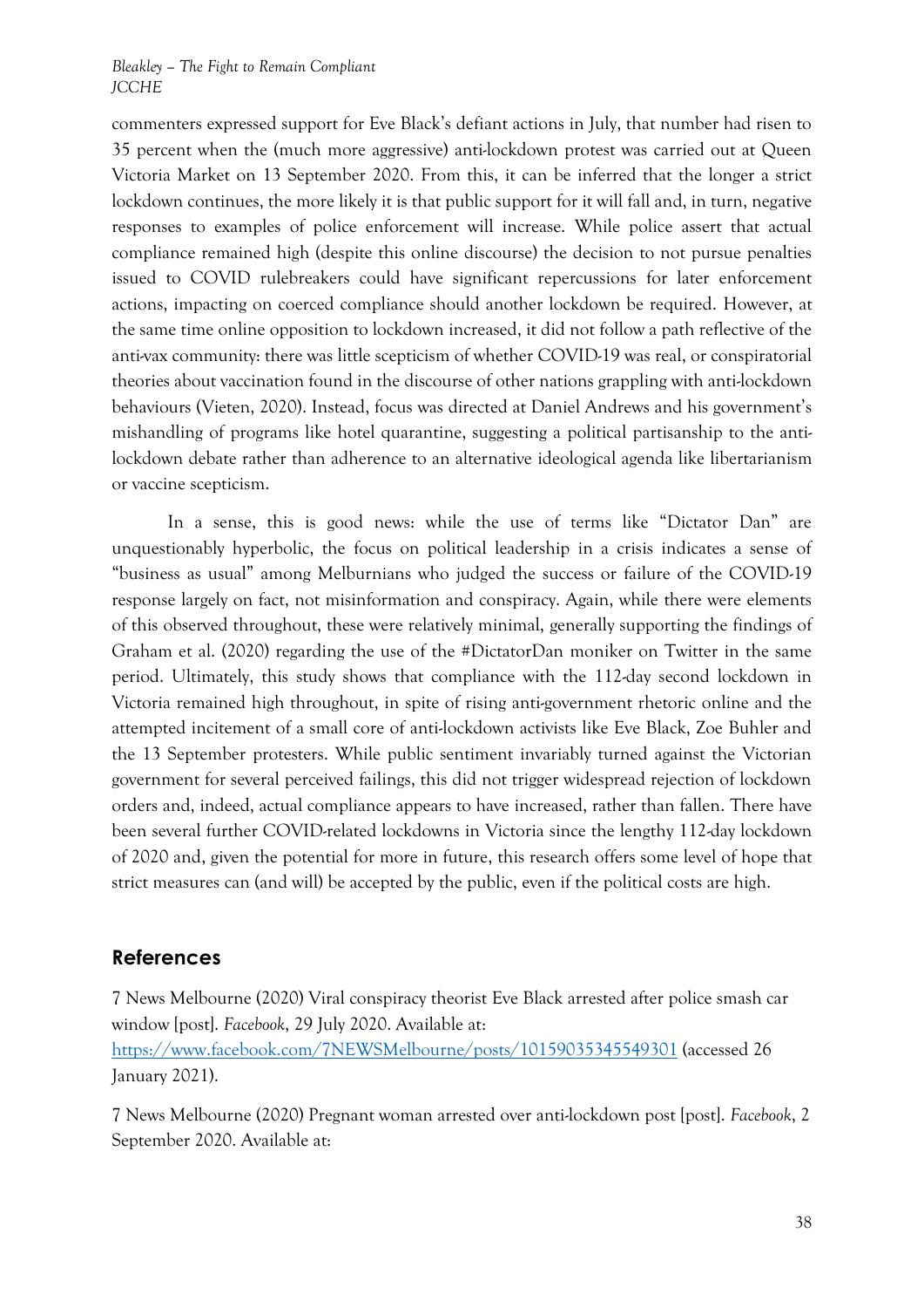commenters expressed support for Eve Black's defiant actions in July, that number had risen to 35 percent when the (much more aggressive) anti-lockdown protest was carried out at Queen Victoria Market on 13 September 2020. From this, it can be inferred that the longer a strict lockdown continues, the more likely it is that public support for it will fall and, in turn, negative responses to examples of police enforcement will increase. While police assert that actual compliance remained high (despite this online discourse) the decision to not pursue penalties issued to COVID rulebreakers could have significant repercussions for later enforcement actions, impacting on coerced compliance should another lockdown be required. However, at the same time online opposition to lockdown increased, it did not follow a path reflective of the anti-vax community: there was little scepticism of whether COVID-19 was real, or conspiratorial theories about vaccination found in the discourse of other nations grappling with anti-lockdown behaviours (Vieten, 2020). Instead, focus was directed at Daniel Andrews and his government's mishandling of programs like hotel quarantine, suggesting a political partisanship to the anti-lockdown debate rather than adherence to an alternative ideological agenda like libertarianism or vaccine scepticism.

In a sense, this is good news: while the use of terms like "Dictator Dan" are unquestionably hyperbolic, the focus on political leadership in a crisis indicates a sense of "business as usual" among Melburnians who judged the success or failure of the COVID-19 response largely on fact, not misinformation and conspiracy. Again, while there were elements of this observed throughout, these were relatively minimal, generally supporting the findings of Graham et al. (2020) regarding the use of the #DictatorDan moniker on Twitter in the same period. Ultimately, this study shows that compliance with the 112-day second lockdown in Victoria remained high throughout, in spite of rising anti-government rhetoric online and the attempted incitement of a small core of anti-lockdown activists like Eve Black, Zoe Buhler and the 13 September protesters. While public sentiment invariably turned against the Victorian government for several perceived failings, this did not trigger widespread rejection of lockdown orders and, indeed, actual compliance appears to have increased, rather than fallen. There have been several further COVID-related lockdowns in Victoria since the lengthy 112-day lockdown of 2020 and, given the potential for more in future, this research offers some level of hope that strict measures can (and will) be accepted by the public, even if the political costs are high.

## References

7 News Melbourne (2020) Viral conspiracy theorist Eve Black arrested after police smash car window [post]. *Facebook*, 29 July 2020. Available at: https://www.facebook.com/7NEWSMelbourne/posts/10159035345549301 (accessed 26 January 2021).

7 News Melbourne (2020) Pregnant woman arrested over anti-lockdown post [post]. *Facebook*, 2 September 2020. Available at: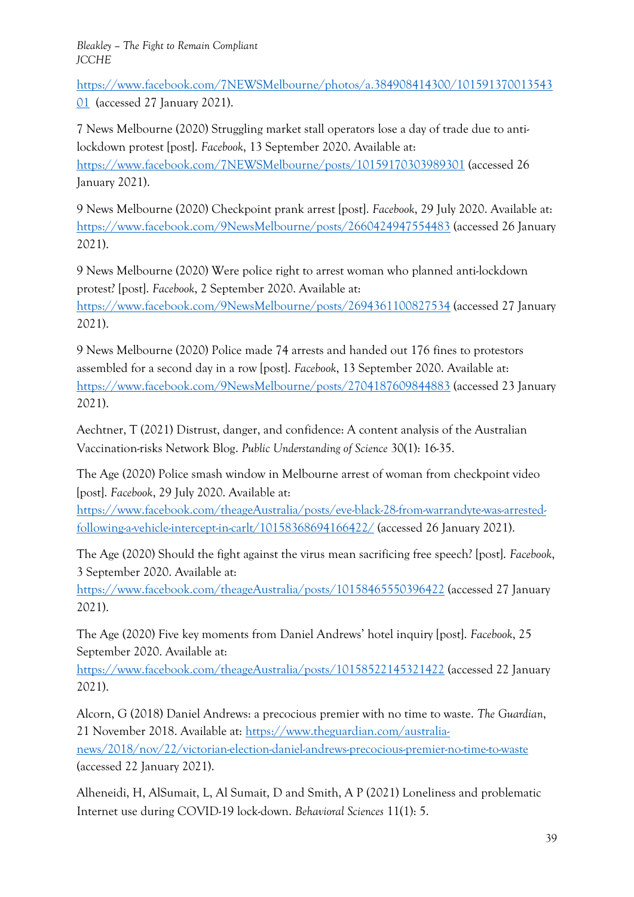https://www.facebook.com/7NEWSMelbourne/photos/a.384908414300/10159137001354301 (accessed 27 January 2021).

7 News Melbourne (2020) Struggling market stall operators lose a day of trade due to anti-lockdown protest [post]. *Facebook*, 13 September 2020. Available at: https://www.facebook.com/7NEWSMelbourne/posts/10159170303989301 (accessed 26 January 2021).

9 News Melbourne (2020) Checkpoint prank arrest [post]. *Facebook*, 29 July 2020. Available at: https://www.facebook.com/9NewsMelbourne/posts/2660424947554483 (accessed 26 January 2021).

9 News Melbourne (2020) Were police right to arrest woman who planned anti-lockdown protest? [post]. *Facebook*, 2 September 2020. Available at: https://www.facebook.com/9NewsMelbourne/posts/2694361100827534 (accessed 27 January 2021).

9 News Melbourne (2020) Police made 74 arrests and handed out 176 fines to protestors assembled for a second day in a row [post]. *Facebook*, 13 September 2020. Available at: https://www.facebook.com/9NewsMelbourne/posts/2704187609844883 (accessed 23 January 2021).

Aechtner, T (2021) Distrust, danger, and confidence: A content analysis of the Australian Vaccination-risks Network Blog. *Public Understanding of Science* 30(1): 16-35.

The Age (2020) Police smash window in Melbourne arrest of woman from checkpoint video [post]. *Facebook*, 29 July 2020. Available at: https://www.facebook.com/theageAustralia/posts/eve-black-28-from-warrandyte-was-arrested-following-a-vehicle-intercept-in-carlt/10158368694166422/ (accessed 26 January 2021).

The Age (2020) Should the fight against the virus mean sacrificing free speech? [post]. *Facebook*, 3 September 2020. Available at: https://www.facebook.com/theageAustralia/posts/10158465550396422 (accessed 27 January 2021).

The Age (2020) Five key moments from Daniel Andrews' hotel inquiry [post]. *Facebook*, 25 September 2020. Available at: https://www.facebook.com/theageAustralia/posts/10158522145321422 (accessed 22 January 2021).

Alcorn, G (2018) Daniel Andrews: a precocious premier with no time to waste. *The Guardian*, 21 November 2018. Available at: https://www.theguardian.com/australia-news/2018/nov/22/victorian-election-daniel-andrews-precocious-premier-no-time-to-waste (accessed 22 January 2021).

Alheneidi, H, AlSumait, L, Al Sumait, D and Smith, A P (2021) Loneliness and problematic Internet use during COVID-19 lock-down. *Behavioral Sciences* 11(1): 5.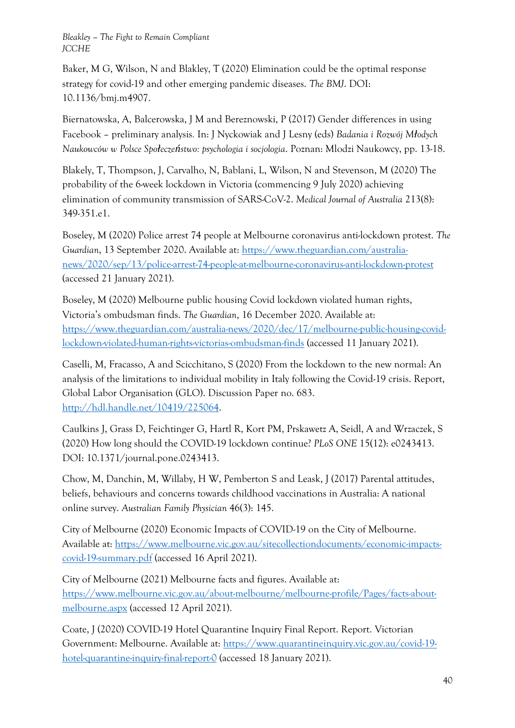Baker, M G, Wilson, N and Blakley, T (2020) Elimination could be the optimal response strategy for covid-19 and other emerging pandemic diseases. *The BMJ*. DOI: 10.1136/bmj.m4907.

Biernatowska, A, Balcerowska, J M and Bereznowski, P (2017) Gender differences in using Facebook – preliminary analysis. In: J Nyckowiak and J Lesny (eds) *Badania i Rozwój Młodych Naukowców w Polsce Społeczeństwo: psychologia i socjologia*. Poznan: Mlodzi Naukowcy, pp. 13-18.

Blakely, T, Thompson, J, Carvalho, N, Bablani, L, Wilson, N and Stevenson, M (2020) The probability of the 6-week lockdown in Victoria (commencing 9 July 2020) achieving elimination of community transmission of SARS-CoV-2. *Medical Journal of Australia* 213(8): 349-351.e1.

Boseley, M (2020) Police arrest 74 people at Melbourne coronavirus anti-lockdown protest. *The Guardian*, 13 September 2020. Available at: [https://www.theguardian.com/australia-news/2020/sep/13/police-arrest-74-people-at-melbourne-coronavirus-anti-lockdown-protest](https://www.theguardian.com/australia-news/2020/sep/13/police-arrest-74-people-at-melbourne-coronavirus-anti-lockdown-protest) (accessed 21 January 2021).

Boseley, M (2020) Melbourne public housing Covid lockdown violated human rights, Victoria's ombudsman finds. *The Guardian*, 16 December 2020. Available at: [https://www.theguardian.com/australia-news/2020/dec/17/melbourne-public-housing-covid-lockdown-violated-human-rights-victorias-ombudsman-finds](https://www.theguardian.com/australia-news/2020/dec/17/melbourne-public-housing-covid-lockdown-violated-human-rights-victorias-ombudsman-finds) (accessed 11 January 2021).

Caselli, M, Fracasso, A and Scicchitano, S (2020) From the lockdown to the new normal: An analysis of the limitations to individual mobility in Italy following the Covid-19 crisis. Report, Global Labor Organisation (GLO). Discussion Paper no. 683. [http://hdl.handle.net/10419/225064](http://hdl.handle.net/10419/225064).

Caulkins J, Grass D, Feichtinger G, Hartl R, Kort PM, Prskawetz A, Seidl, A and Wrzaczek, S (2020) How long should the COVID-19 lockdown continue? *PLoS ONE* 15(12): e0243413. DOI: 10.1371/journal.pone.0243413.

Chow, M, Danchin, M, Willaby, H W, Pemberton S and Leask, J (2017) Parental attitudes, beliefs, behaviours and concerns towards childhood vaccinations in Australia: A national online survey. *Australian Family Physician* 46(3): 145.

City of Melbourne (2020) Economic Impacts of COVID-19 on the City of Melbourne. Available at: [https://www.melbourne.vic.gov.au/sitecollectiondocuments/economic-impacts-covid-19-summary.pdf](https://www.melbourne.vic.gov.au/sitecollectiondocuments/economic-impacts-covid-19-summary.pdf) (accessed 16 April 2021).

City of Melbourne (2021) Melbourne facts and figures. Available at: [https://www.melbourne.vic.gov.au/about-melbourne/melbourne-profile/Pages/facts-about-melbourne.aspx](https://www.melbourne.vic.gov.au/about-melbourne/melbourne-profile/Pages/facts-about-melbourne.aspx) (accessed 12 April 2021).

Coate, J (2020) COVID-19 Hotel Quarantine Inquiry Final Report. Report. Victorian Government: Melbourne. Available at: [https://www.quarantineinquiry.vic.gov.au/covid-19-hotel-quarantine-inquiry-final-report-0](https://www.quarantineinquiry.vic.gov.au/covid-19-hotel-quarantine-inquiry-final-report-0) (accessed 18 January 2021).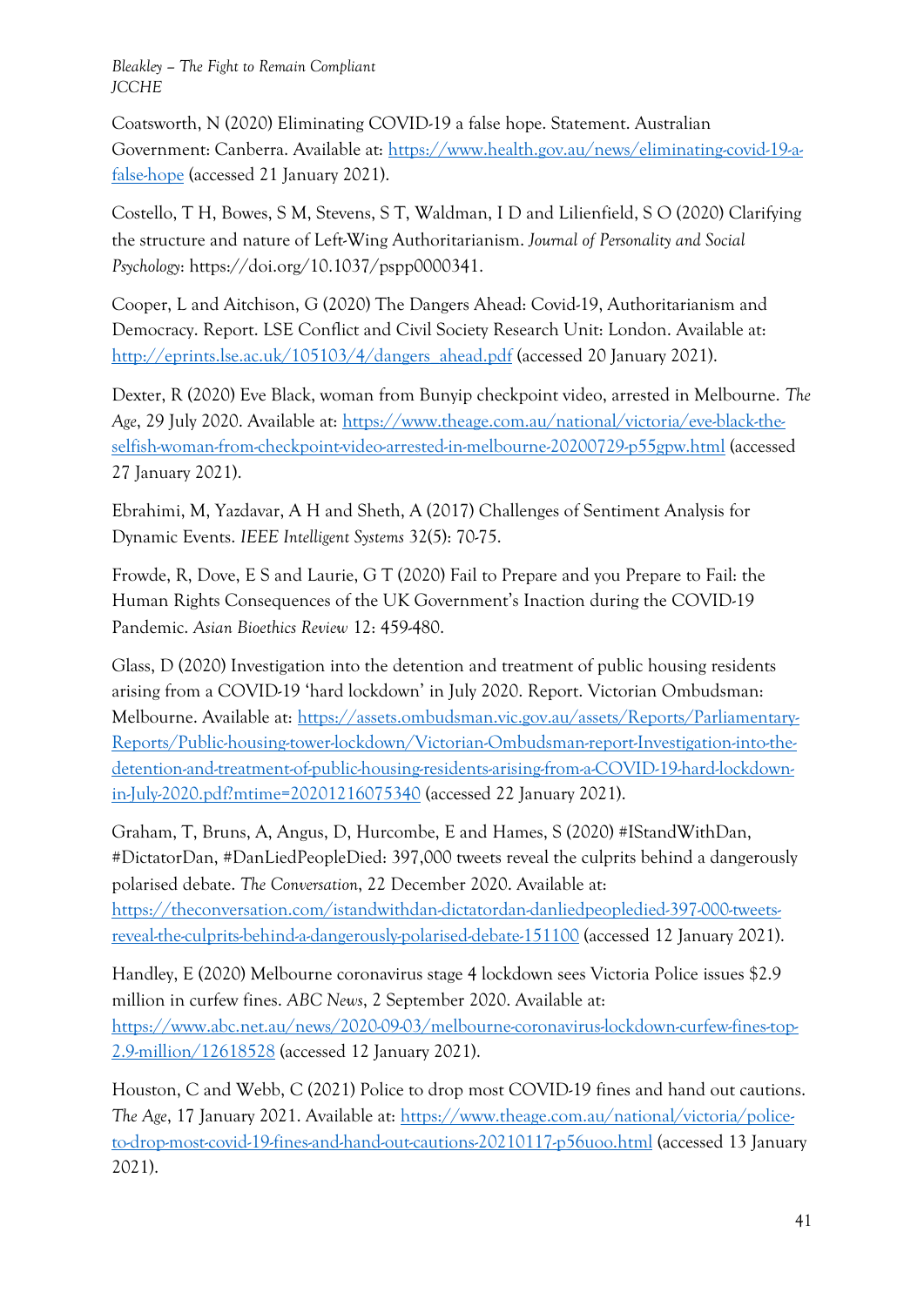Coatsworth, N (2020) Eliminating COVID-19 a false hope. Statement. Australian Government: Canberra. Available at: [https://www.health.gov.au/news/eliminating-covid-19-a-false-hope](https://www.health.gov.au/news/eliminating-covid-19-a-false-hope) (accessed 21 January 2021).

Costello, T H, Bowes, S M, Stevens, S T, Waldman, I D and Lilienfield, S O (2020) Clarifying the structure and nature of Left-Wing Authoritarianism. *Journal of Personality and Social Psychology*: https://doi.org/10.1037/pspp0000341.

Cooper, L and Aitchison, G (2020) The Dangers Ahead: Covid-19, Authoritarianism and Democracy. Report. LSE Conflict and Civil Society Research Unit: London. Available at: [http://eprints.lse.ac.uk/105103/4/dangers_ahead.pdf](http://eprints.lse.ac.uk/105103/4/dangers_ahead.pdf) (accessed 20 January 2021).

Dexter, R (2020) Eve Black, woman from Bunyip checkpoint video, arrested in Melbourne. *The Age*, 29 July 2020. Available at: [https://www.theage.com.au/national/victoria/eve-black-the-selfish-woman-from-checkpoint-video-arrested-in-melbourne-20200729-p55gpw.html](https://www.theage.com.au/national/victoria/eve-black-the-selfish-woman-from-checkpoint-video-arrested-in-melbourne-20200729-p55gpw.html) (accessed 27 January 2021).

Ebrahimi, M, Yazdavar, A H and Sheth, A (2017) Challenges of Sentiment Analysis for Dynamic Events. *IEEE Intelligent Systems* 32(5): 70-75.

Frowde, R, Dove, E S and Laurie, G T (2020) Fail to Prepare and you Prepare to Fail: the Human Rights Consequences of the UK Government's Inaction during the COVID-19 Pandemic. *Asian Bioethics Review* 12: 459-480.

Glass, D (2020) Investigation into the detention and treatment of public housing residents arising from a COVID-19 'hard lockdown' in July 2020. Report. Victorian Ombudsman: Melbourne. Available at: [https://assets.ombudsman.vic.gov.au/assets/Reports/Parliamentary-Reports/Public-housing-tower-lockdown/Victorian-Ombudsman-report-Investigation-into-the-detention-and-treatment-of-public-housing-residents-arising-from-a-COVID-19-hard-lockdown-in-July-2020.pdf?mtime=20201216075340](https://assets.ombudsman.vic.gov.au/assets/Reports/Parliamentary-Reports/Public-housing-tower-lockdown/Victorian-Ombudsman-report-Investigation-into-the-detention-and-treatment-of-public-housing-residents-arising-from-a-COVID-19-hard-lockdown-in-July-2020.pdf?mtime=20201216075340) (accessed 22 January 2021).

Graham, T, Bruns, A, Angus, D, Hurcombe, E and Hames, S (2020) #IStandWithDan, #DictatorDan, #DanLiedPeopleDied: 397,000 tweets reveal the culprits behind a dangerously polarised debate. *The Conversation*, 22 December 2020. Available at: [https://theconversation.com/istandwithdan-dictatordan-danliedpeopledied-397-000-tweets-reveal-the-culprits-behind-a-dangerously-polarised-debate-151100](https://theconversation.com/istandwithdan-dictatordan-danliedpeopledied-397-000-tweets-reveal-the-culprits-behind-a-dangerously-polarised-debate-151100) (accessed 12 January 2021).

Handley, E (2020) Melbourne coronavirus stage 4 lockdown sees Victoria Police issues $2.9 million in curfew fines. *ABC News*, 2 September 2020. Available at: [https://www.abc.net.au/news/2020-09-03/melbourne-coronavirus-lockdown-curfew-fines-top-2.9-million/12618528](https://www.abc.net.au/news/2020-09-03/melbourne-coronavirus-lockdown-curfew-fines-top-2.9-million/12618528) (accessed 12 January 2021).

Houston, C and Webb, C (2021) Police to drop most COVID-19 fines and hand out cautions. *The Age*, 17 January 2021. Available at: [https://www.theage.com.au/national/victoria/police-to-drop-most-covid-19-fines-and-hand-out-cautions-20210117-p56uoo.html](https://www.theage.com.au/national/victoria/police-to-drop-most-covid-19-fines-and-hand-out-cautions-20210117-p56uoo.html) (accessed 13 January 2021).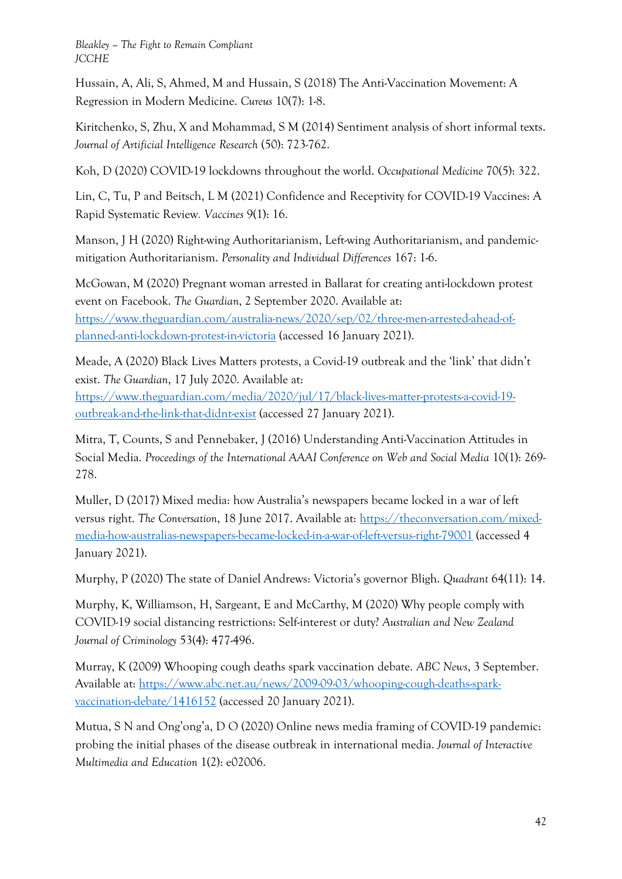Hussain, A, Ali, S, Ahmed, M and Hussain, S (2018) The Anti-Vaccination Movement: A Regression in Modern Medicine. *Cureus* 10(7): 1-8.

Kiritchenko, S, Zhu, X and Mohammad, S M (2014) Sentiment analysis of short informal texts. *Journal of Artificial Intelligence Research* (50): 723-762.

Koh, D (2020) COVID-19 lockdowns throughout the world. *Occupational Medicine* 70(5): 322.

Lin, C, Tu, P and Beitsch, L M (2021) Confidence and Receptivity for COVID-19 Vaccines: A Rapid Systematic Review. *Vaccines* 9(1): 16.

Manson, J H (2020) Right-wing Authoritarianism, Left-wing Authoritarianism, and pandemic-mitigation Authoritarianism. *Personality and Individual Differences* 167: 1-6.

McGowan, M (2020) Pregnant woman arrested in Ballarat for creating anti-lockdown protest event on Facebook. *The Guardian*, 2 September 2020. Available at: [https://www.theguardian.com/australia-news/2020/sep/02/three-men-arrested-ahead-of-planned-anti-lockdown-protest-in-victoria](https://www.theguardian.com/australia-news/2020/sep/02/three-men-arrested-ahead-of-planned-anti-lockdown-protest-in-victoria) (accessed 16 January 2021).

Meade, A (2020) Black Lives Matters protests, a Covid-19 outbreak and the 'link' that didn't exist. *The Guardian*, 17 July 2020. Available at: [https://www.theguardian.com/media/2020/jul/17/black-lives-matter-protests-a-covid-19-outbreak-and-the-link-that-didnt-exist](https://www.theguardian.com/media/2020/jul/17/black-lives-matter-protests-a-covid-19-outbreak-and-the-link-that-didnt-exist) (accessed 27 January 2021).

Mitra, T, Counts, S and Pennebaker, J (2016) Understanding Anti-Vaccination Attitudes in Social Media. *Proceedings of the International AAAI Conference on Web and Social Media* 10(1): 269-278.

Muller, D (2017) Mixed media: how Australia's newspapers became locked in a war of left versus right. *The Conversation*, 18 June 2017. Available at: [https://theconversation.com/mixed-media-how-australias-newspapers-became-locked-in-a-war-of-left-versus-right-79001](https://theconversation.com/mixed-media-how-australias-newspapers-became-locked-in-a-war-of-left-versus-right-79001) (accessed 4 January 2021).

Murphy, P (2020) The state of Daniel Andrews: Victoria's governor Bligh. *Quadrant* 64(11): 14.

Murphy, K, Williamson, H, Sargeant, E and McCarthy, M (2020) Why people comply with COVID-19 social distancing restrictions: Self-interest or duty? *Australian and New Zealand Journal of Criminology* 53(4): 477-496.

Murray, K (2009) Whooping cough deaths spark vaccination debate. *ABC News*, 3 September. Available at: [https://www.abc.net.au/news/2009-09-03/whooping-cough-deaths-spark-vaccination-debate/1416152](https://www.abc.net.au/news/2009-09-03/whooping-cough-deaths-spark-vaccination-debate/1416152) (accessed 20 January 2021).

Mutua, S N and Ong'ong'a, D O (2020) Online news media framing of COVID-19 pandemic: probing the initial phases of the disease outbreak in international media. *Journal of Interactive Multimedia and Education* 1(2): e02006.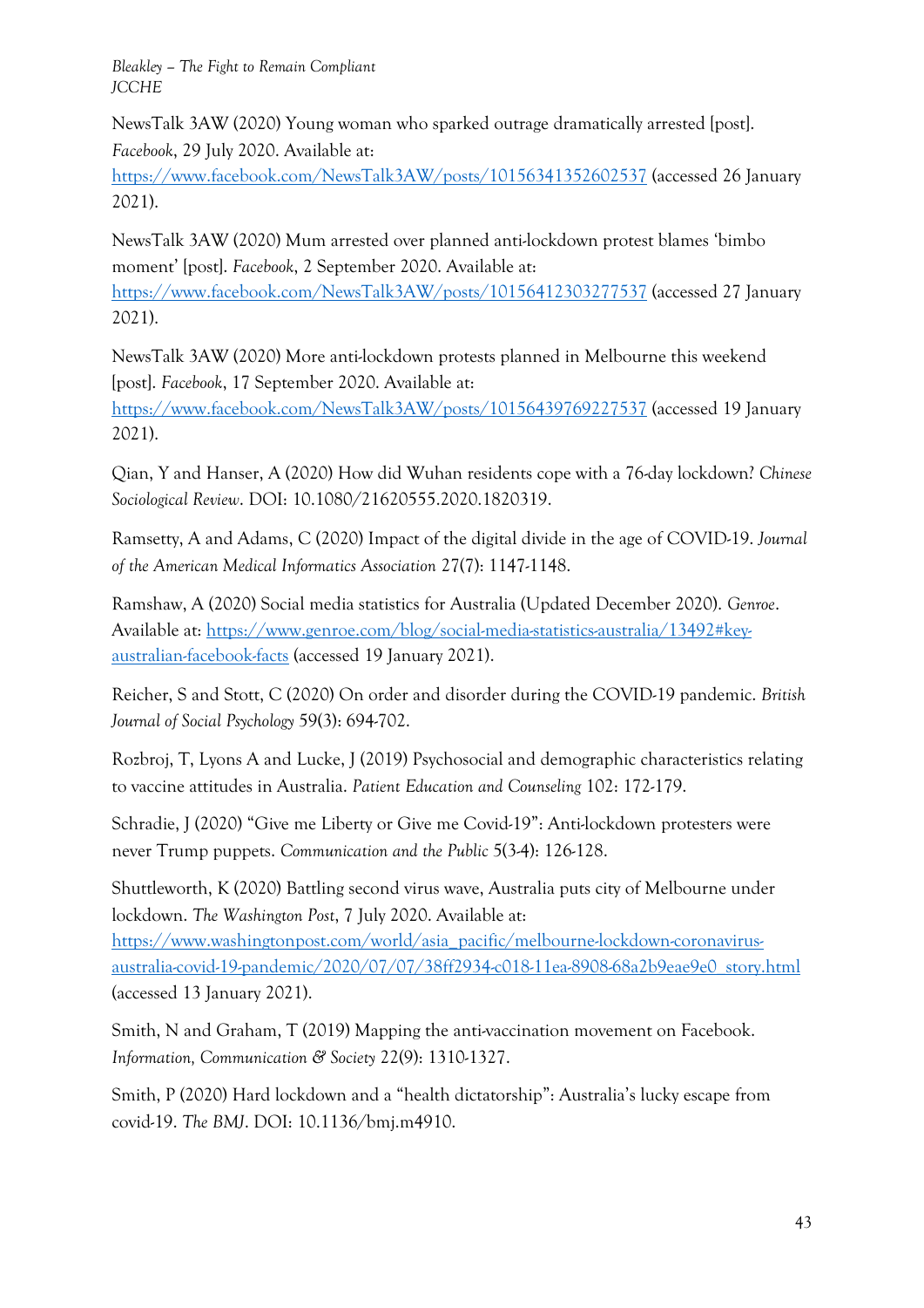NewsTalk 3AW (2020) Young woman who sparked outrage dramatically arrested [post]. *Facebook*, 29 July 2020. Available at: https://www.facebook.com/NewsTalk3AW/posts/10156341352602537 (accessed 26 January 2021).

NewsTalk 3AW (2020) Mum arrested over planned anti-lockdown protest blames 'bimbo moment' [post]. *Facebook*, 2 September 2020. Available at: https://www.facebook.com/NewsTalk3AW/posts/10156412303277537 (accessed 27 January 2021).

NewsTalk 3AW (2020) More anti-lockdown protests planned in Melbourne this weekend [post]. *Facebook*, 17 September 2020. Available at: https://www.facebook.com/NewsTalk3AW/posts/10156439769227537 (accessed 19 January 2021).

Qian, Y and Hanser, A (2020) How did Wuhan residents cope with a 76-day lockdown? *Chinese Sociological Review*. DOI: 10.1080/21620555.2020.1820319.

Ramsetty, A and Adams, C (2020) Impact of the digital divide in the age of COVID-19. *Journal of the American Medical Informatics Association* 27(7): 1147-1148.

Ramshaw, A (2020) Social media statistics for Australia (Updated December 2020). *Genroe*. Available at: https://www.genroe.com/blog/social-media-statistics-australia/13492#key-australian-facebook-facts (accessed 19 January 2021).

Reicher, S and Stott, C (2020) On order and disorder during the COVID-19 pandemic. *British Journal of Social Psychology* 59(3): 694-702.

Rozbroj, T, Lyons A and Lucke, J (2019) Psychosocial and demographic characteristics relating to vaccine attitudes in Australia. *Patient Education and Counseling* 102: 172-179.

Schradie, J (2020) "Give me Liberty or Give me Covid-19": Anti-lockdown protesters were never Trump puppets. *Communication and the Public* 5(3-4): 126-128.

Shuttleworth, K (2020) Battling second virus wave, Australia puts city of Melbourne under lockdown. *The Washington Post*, 7 July 2020. Available at: https://www.washingtonpost.com/world/asia_pacific/melbourne-lockdown-coronavirus-australia-covid-19-pandemic/2020/07/07/38ff2934-c018-11ea-8908-68a2b9eae9e0_story.html (accessed 13 January 2021).

Smith, N and Graham, T (2019) Mapping the anti-vaccination movement on Facebook. *Information, Communication & Society* 22(9): 1310-1327.

Smith, P (2020) Hard lockdown and a "health dictatorship": Australia's lucky escape from covid-19. *The BMJ*. DOI: 10.1136/bmj.m4910.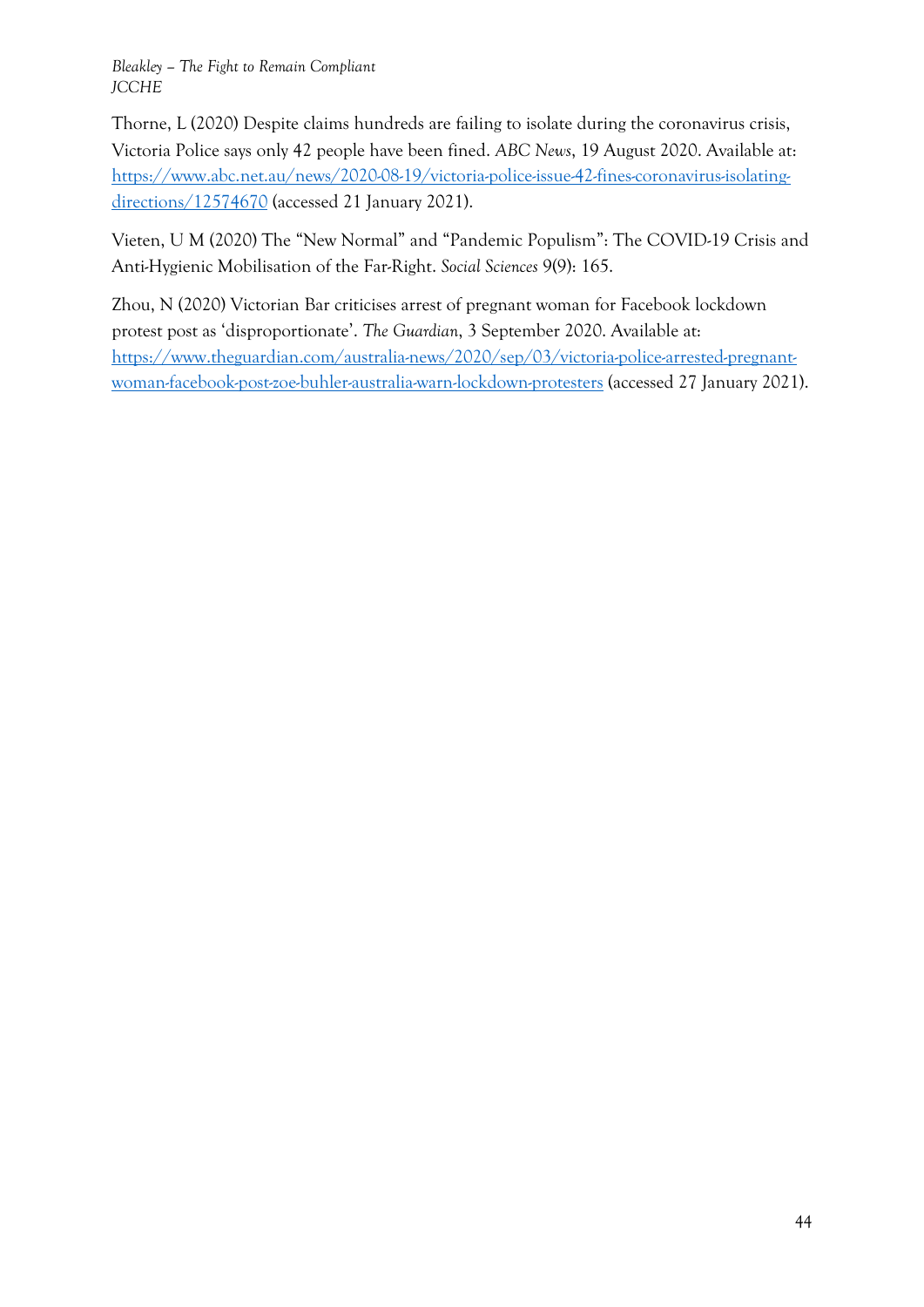Thorne, L (2020) Despite claims hundreds are failing to isolate during the coronavirus crisis, Victoria Police says only 42 people have been fined. *ABC News*, 19 August 2020. Available at: https://www.abc.net.au/news/2020-08-19/victoria-police-issue-42-fines-coronavirus-isolating-directions/12574670 (accessed 21 January 2021).

Vieten, U M (2020) The "New Normal" and "Pandemic Populism": The COVID-19 Crisis and Anti-Hygienic Mobilisation of the Far-Right. *Social Sciences* 9(9): 165.

Zhou, N (2020) Victorian Bar criticises arrest of pregnant woman for Facebook lockdown protest post as 'disproportionate'. *The Guardian*, 3 September 2020. Available at: https://www.theguardian.com/australia-news/2020/sep/03/victoria-police-arrested-pregnant-woman-facebook-post-zoe-buhler-australia-warn-lockdown-protesters (accessed 27 January 2021).